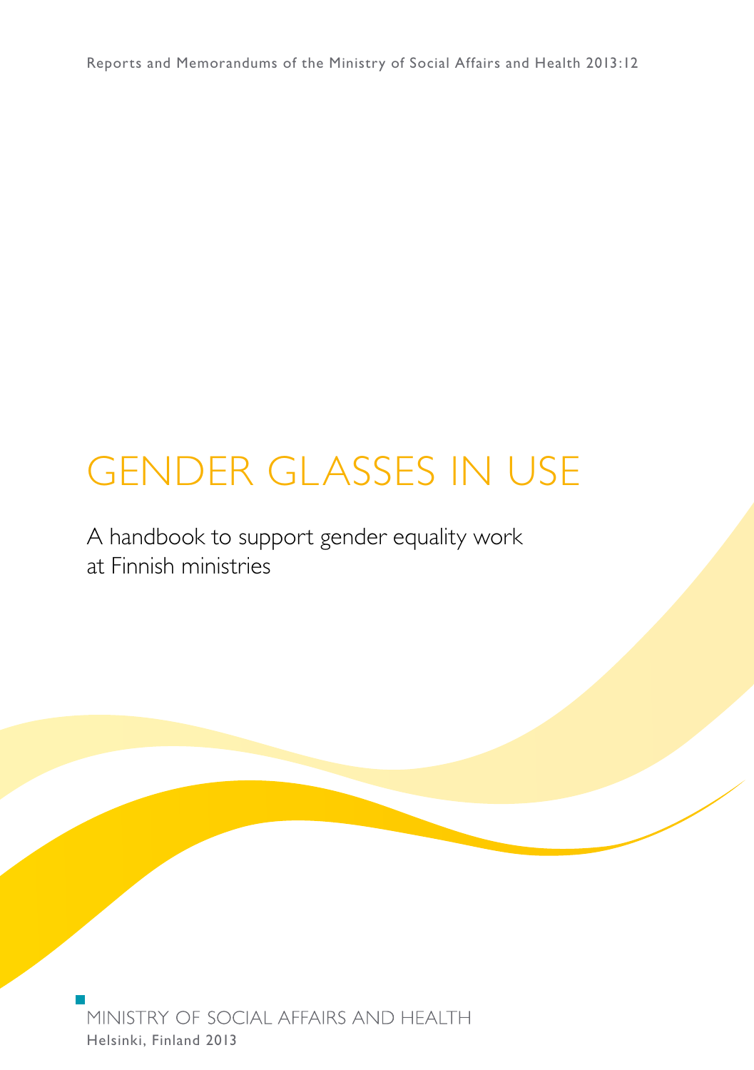Reports and Memorandums of the Ministry of Social Affairs and Health 2013:12

# GENDER GLASSES IN USE

## A handbook to support gender equality work at Finnish ministries

MINISTRY OF SOCIAL AFFAIRS AND HEALTH
Helsinki, Finland 2013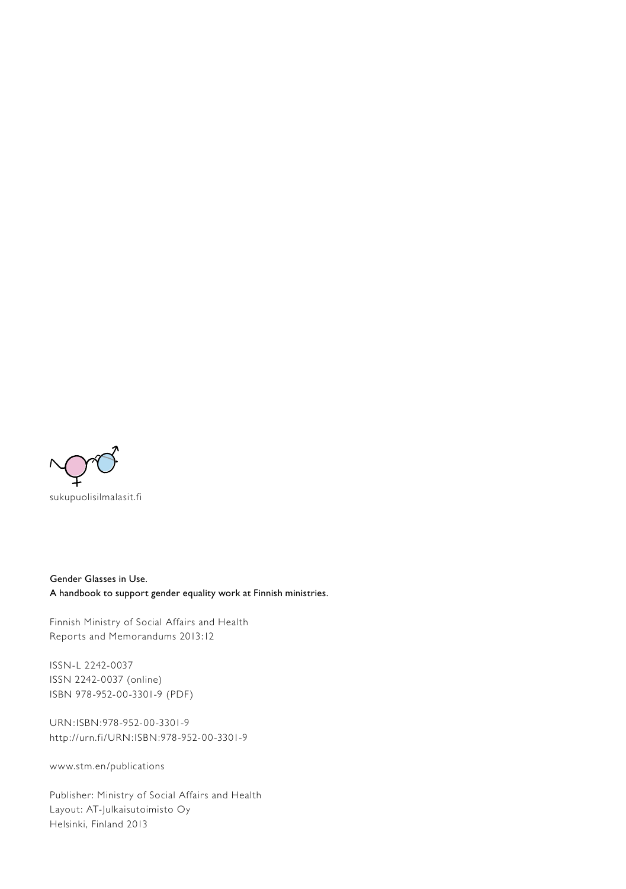sukupuolisilmalasit.fi

**Gender Glasses in Use.**
**A handbook to support gender equality work at Finnish ministries.**

Finnish Ministry of Social Affairs and Health
Reports and Memorandums 2013:12

ISSN-L 2242-0037
ISSN 2242-0037 (online)
ISBN 978-952-00-3301-9 (PDF)

URN:ISBN:978-952-00-3301-9
http://urn.fi/URN:ISBN:978-952-00-3301-9

www.stm.en/publications

Publisher: Ministry of Social Affairs and Health
Layout: AT-Julkaisutoimisto Oy
Helsinki, Finland 2013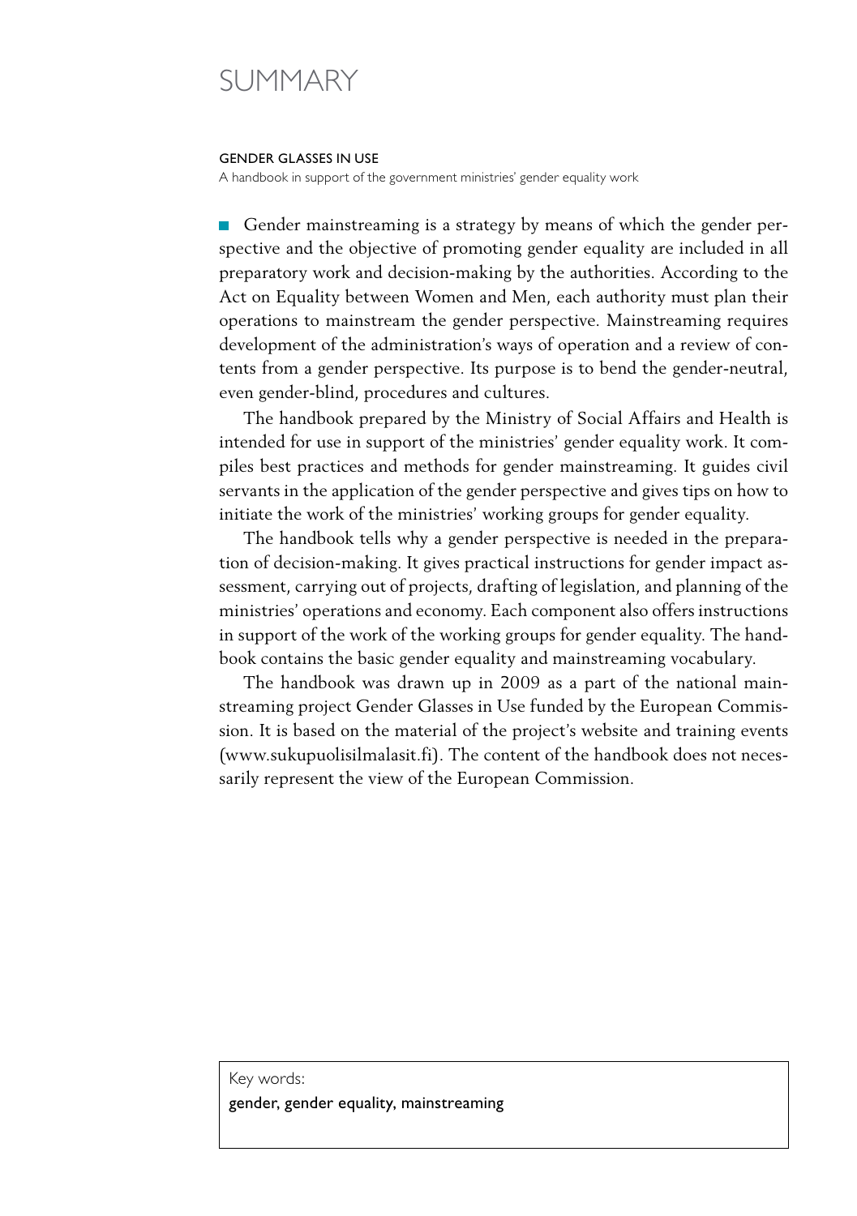# SUMMARY

#### GENDER GLASSES IN USE

A handbook in support of the government ministries' gender equality work

Gender mainstreaming is a strategy by means of which the gender perspective and the objective of promoting gender equality are included in all preparatory work and decision-making by the authorities. According to the Act on Equality between Women and Men, each authority must plan their operations to mainstream the gender perspective. Mainstreaming requires development of the administration's ways of operation and a review of contents from a gender perspective. Its purpose is to bend the gender-neutral, even gender-blind, procedures and cultures.

The handbook prepared by the Ministry of Social Affairs and Health is intended for use in support of the ministries' gender equality work. It compiles best practices and methods for gender mainstreaming. It guides civil servants in the application of the gender perspective and gives tips on how to initiate the work of the ministries' working groups for gender equality.

The handbook tells why a gender perspective is needed in the preparation of decision-making. It gives practical instructions for gender impact assessment, carrying out of projects, drafting of legislation, and planning of the ministries' operations and economy. Each component also offers instructions in support of the work of the working groups for gender equality. The handbook contains the basic gender equality and mainstreaming vocabulary.

The handbook was drawn up in 2009 as a part of the national mainstreaming project Gender Glasses in Use funded by the European Commission. It is based on the material of the project's website and training events (www.sukupuolisilmalasit.fi). The content of the handbook does not necessarily represent the view of the European Commission.

Key words:

gender, gender equality, mainstreaming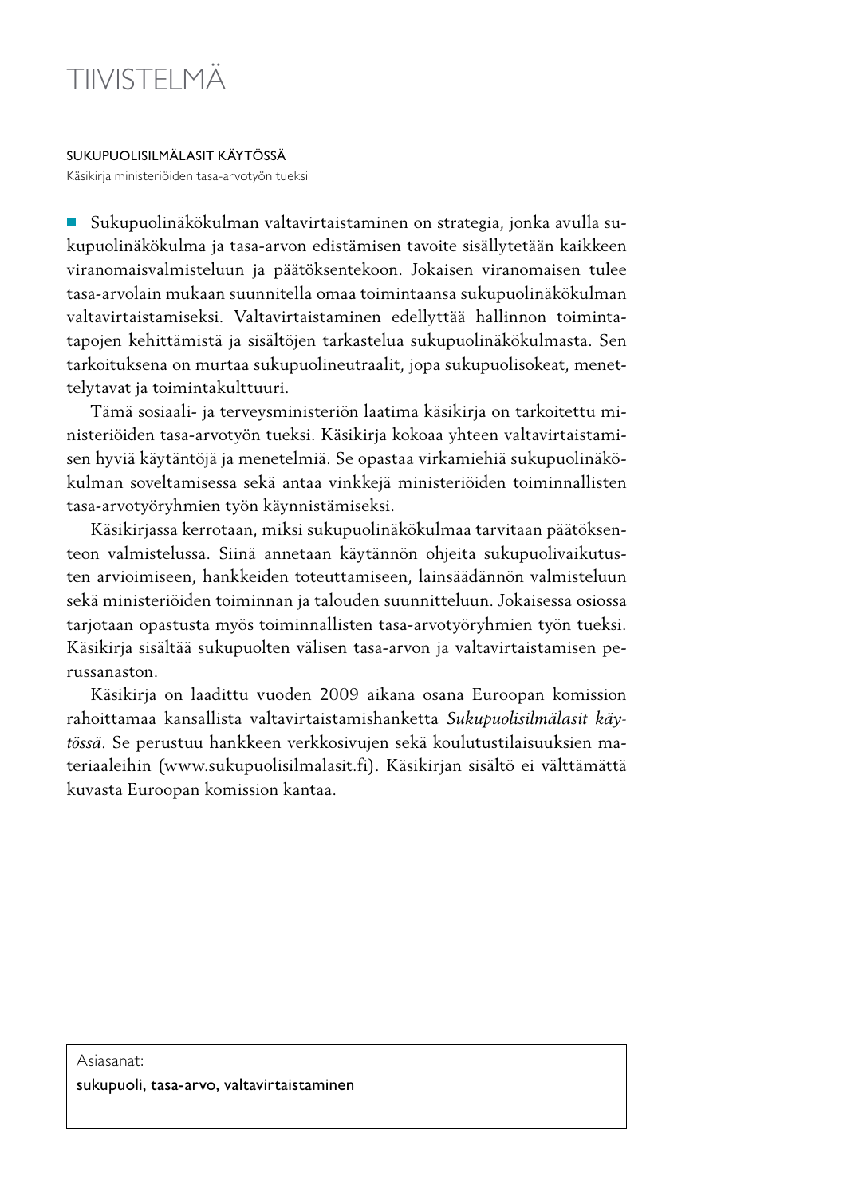# TIIVISTELMÄ

SUKUPUOLISILMÄLASIT KÄYTÖSSÄ

Käsikirja ministeriöiden tasa-arvotyön tueksi

Sukupuolinäkökulman valtavirtaistaminen on strategia, jonka avulla sukupuolinäkökulma ja tasa-arvon edistämisen tavoite sisällytetään kaikkeen viranomaisvalmisteluun ja päätöksentekoon. Jokaisen viranomaisen tulee tasa-arvolain mukaan suunnitella omaa toimintaansa sukupuolinäkökulman valtavirtaistamiseksi. Valtavirtaistaminen edellyttää hallinnon toimintatapojen kehittämistä ja sisältöjen tarkastelua sukupuolinäkökulmasta. Sen tarkoituksena on murtaa sukupuolineutraalit, jopa sukupuolisokeat, menettelytavat ja toimintakulttuuri.

Tämä sosiaali- ja terveysministeriön laatima käsikirja on tarkoitettu ministeriöiden tasa-arvotyön tueksi. Käsikirja kokoaa yhteen valtavirtaistamisen hyviä käytäntöjä ja menetelmiä. Se opastaa virkamiehiä sukupuolinäkökulman soveltamisessa sekä antaa vinkkejä ministeriöiden toiminnallisten tasa-arvotyöryhmien työn käynnistämiseksi.

Käsikirjassa kerrotaan, miksi sukupuolinäkökulmaa tarvitaan päätöksenteon valmistelussa. Siinä annetaan käytännön ohjeita sukupuolivaikutusten arvioimiseen, hankkeiden toteuttamiseen, lainsäädännön valmisteluun sekä ministeriöiden toiminnan ja talouden suunnitteluun. Jokaisessa osiossa tarjotaan opastusta myös toiminnallisten tasa-arvotyöryhmien työn tueksi. Käsikirja sisältää sukupuolten välisen tasa-arvon ja valtavirtaistamisen perussanaston.

Käsikirja on laadittu vuoden 2009 aikana osana Euroopan komission rahoittamaa kansallista valtavirtaistamishanketta *Sukupuolisilmälasit käytössä*. Se perustuu hankkeen verkkosivujen sekä koulutustilaisuuksien materiaaleihin (www.sukupuolisilmalasit.fi). Käsikirjan sisältö ei välttämättä kuvasta Euroopan komission kantaa.

Asiasanat:

sukupuoli, tasa-arvo, valtavirtaistaminen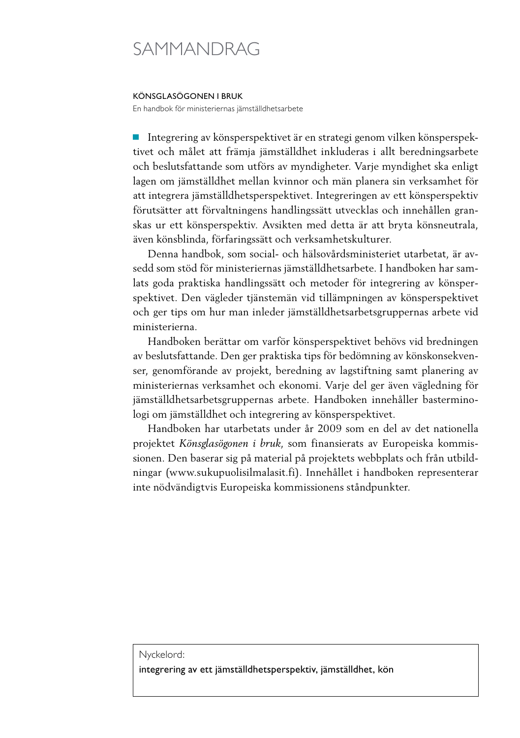# SAMMANDRAG

KÖNSGLASÖGONEN I BRUK

En handbok för ministeriernas jämställdhetsarbete

Integrering av könsperspektivet är en strategi genom vilken könsperspektivet och målet att främja jämställdhet inkluderas i allt beredningsarbete och beslutsfattande som utförs av myndigheter. Varje myndighet ska enligt lagen om jämställdhet mellan kvinnor och män planera sin verksamhet för att integrera jämställdhetsperspektivet. Integreringen av ett könsperspektiv förutsätter att förvaltningens handlingssätt utvecklas och innehållen granskas ur ett könsperspektiv. Avsikten med detta är att bryta könsneutrala, även könsblinda, förfaringssätt och verksamhetskulturer.

Denna handbok, som social- och hälsovårdsministeriet utarbetat, är avsedd som stöd för ministeriernas jämställdhetsarbete. I handboken har samlats goda praktiska handlingssätt och metoder för integrering av könsperspektivet. Den vägleder tjänstemän vid tillämpningen av könsperspektivet och ger tips om hur man inleder jämställdhetsarbetsgruppernas arbete vid ministerierna.

Handboken berättar om varför könsperspektivet behövs vid bredningen av beslutsfattande. Den ger praktiska tips för bedömning av könskonsekvenser, genomförande av projekt, beredning av lagstiftning samt planering av ministeriernas verksamhet och ekonomi. Varje del ger även vägledning för jämställdhetsarbetsgruppernas arbete. Handboken innehåller basterminologi om jämställdhet och integrering av könsperspektivet.

Handboken har utarbetats under år 2009 som en del av det nationella projektet *Könsglasögonen i bruk*, som finansierats av Europeiska kommissionen. Den baserar sig på material på projektets webbplats och från utbildningar (www.sukupuolisilmalasit.fi). Innehållet i handboken representerar inte nödvändigtvis Europeiska kommissionens ståndpunkter.

Nyckelord:

integrering av ett jämställdhetsperspektiv, jämställdhet, kön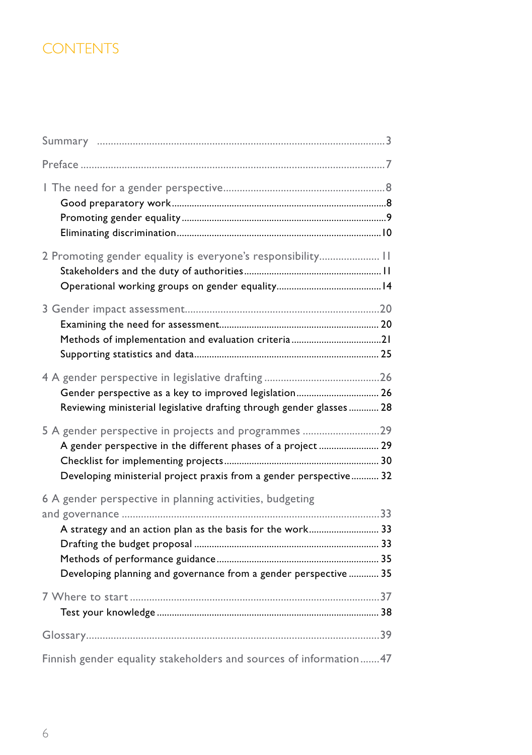# CONTENTS

Summary ..... 3

Preface ..... 7

1 The need for a gender perspective ..... 8
- Good preparatory work ..... 8
- Promoting gender equality ..... 9
- Eliminating discrimination ..... 10

2 Promoting gender equality is everyone's responsibility ..... 11
- Stakeholders and the duty of authorities ..... 11
- Operational working groups on gender equality ..... 14

3 Gender impact assessment ..... 20
- Examining the need for assessment ..... 20
- Methods of implementation and evaluation criteria ..... 21
- Supporting statistics and data ..... 25

4 A gender perspective in legislative drafting ..... 26
- Gender perspective as a key to improved legislation ..... 26
- Reviewing ministerial legislative drafting through gender glasses ..... 28

5 A gender perspective in projects and programmes ..... 29
- A gender perspective in the different phases of a project ..... 29
- Checklist for implementing projects ..... 30
- Developing ministerial project praxis from a gender perspective ..... 32

6 A gender perspective in planning activities, budgeting and governance ..... 33
- A strategy and an action plan as the basis for the work ..... 33
- Drafting the budget proposal ..... 33
- Methods of performance guidance ..... 35
- Developing planning and governance from a gender perspective ..... 35

7 Where to start ..... 37
- Test your knowledge ..... 38

Glossary ..... 39

Finnish gender equality stakeholders and sources of information ..... 47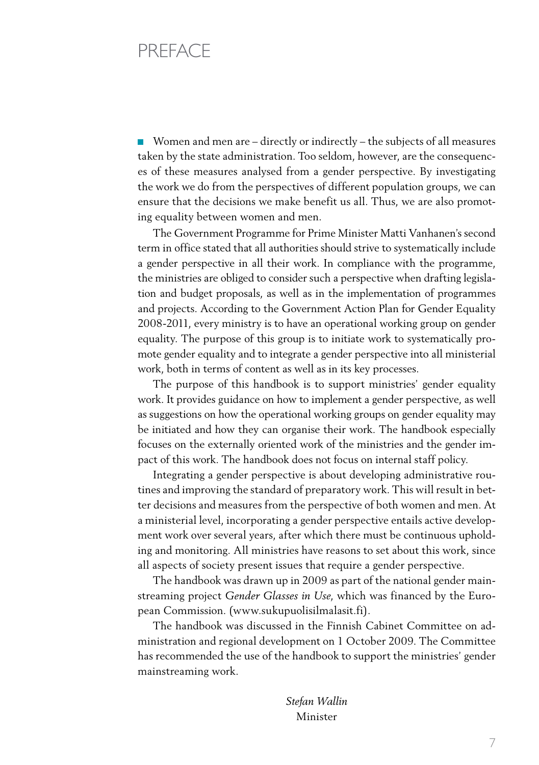# PREFACE

Women and men are – directly or indirectly – the subjects of all measures taken by the state administration. Too seldom, however, are the consequences of these measures analysed from a gender perspective. By investigating the work we do from the perspectives of different population groups, we can ensure that the decisions we make benefit us all. Thus, we are also promoting equality between women and men.

The Government Programme for Prime Minister Matti Vanhanen's second term in office stated that all authorities should strive to systematically include a gender perspective in all their work. In compliance with the programme, the ministries are obliged to consider such a perspective when drafting legislation and budget proposals, as well as in the implementation of programmes and projects. According to the Government Action Plan for Gender Equality 2008-2011, every ministry is to have an operational working group on gender equality. The purpose of this group is to initiate work to systematically promote gender equality and to integrate a gender perspective into all ministerial work, both in terms of content as well as in its key processes.

The purpose of this handbook is to support ministries' gender equality work. It provides guidance on how to implement a gender perspective, as well as suggestions on how the operational working groups on gender equality may be initiated and how they can organise their work. The handbook especially focuses on the externally oriented work of the ministries and the gender impact of this work. The handbook does not focus on internal staff policy.

Integrating a gender perspective is about developing administrative routines and improving the standard of preparatory work. This will result in better decisions and measures from the perspective of both women and men. At a ministerial level, incorporating a gender perspective entails active development work over several years, after which there must be continuous upholding and monitoring. All ministries have reasons to set about this work, since all aspects of society present issues that require a gender perspective.

The handbook was drawn up in 2009 as part of the national gender mainstreaming project *Gender Glasses in Use*, which was financed by the European Commission. (www.sukupuolisilmalasit.fi).

The handbook was discussed in the Finnish Cabinet Committee on administration and regional development on 1 October 2009. The Committee has recommended the use of the handbook to support the ministries' gender mainstreaming work.

*Stefan Wallin*
Minister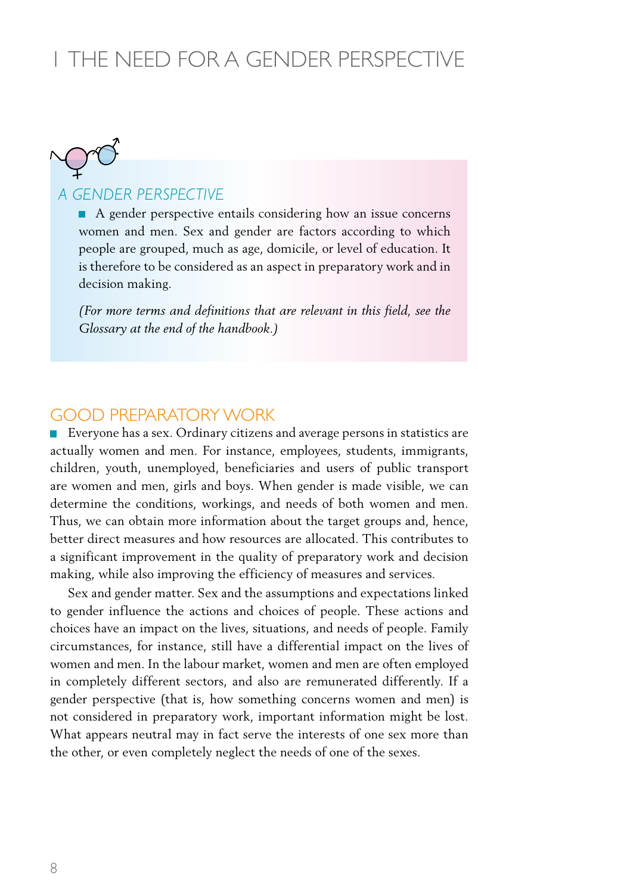# 1 THE NEED FOR A GENDER PERSPECTIVE

## *A GENDER PERSPECTIVE*

A gender perspective entails considering how an issue concerns women and men. Sex and gender are factors according to which people are grouped, much as age, domicile, or level of education. It is therefore to be considered as an aspect in preparatory work and in decision making.

*(For more terms and definitions that are relevant in this field, see the Glossary at the end of the handbook.)*

## GOOD PREPARATORY WORK

Everyone has a sex. Ordinary citizens and average persons in statistics are actually women and men. For instance, employees, students, immigrants, children, youth, unemployed, beneficiaries and users of public transport are women and men, girls and boys. When gender is made visible, we can determine the conditions, workings, and needs of both women and men. Thus, we can obtain more information about the target groups and, hence, better direct measures and how resources are allocated. This contributes to a significant improvement in the quality of preparatory work and decision making, while also improving the efficiency of measures and services.

Sex and gender matter. Sex and the assumptions and expectations linked to gender influence the actions and choices of people. These actions and choices have an impact on the lives, situations, and needs of people. Family circumstances, for instance, still have a differential impact on the lives of women and men. In the labour market, women and men are often employed in completely different sectors, and also are remunerated differently. If a gender perspective (that is, how something concerns women and men) is not considered in preparatory work, important information might be lost. What appears neutral may in fact serve the interests of one sex more than the other, or even completely neglect the needs of one of the sexes.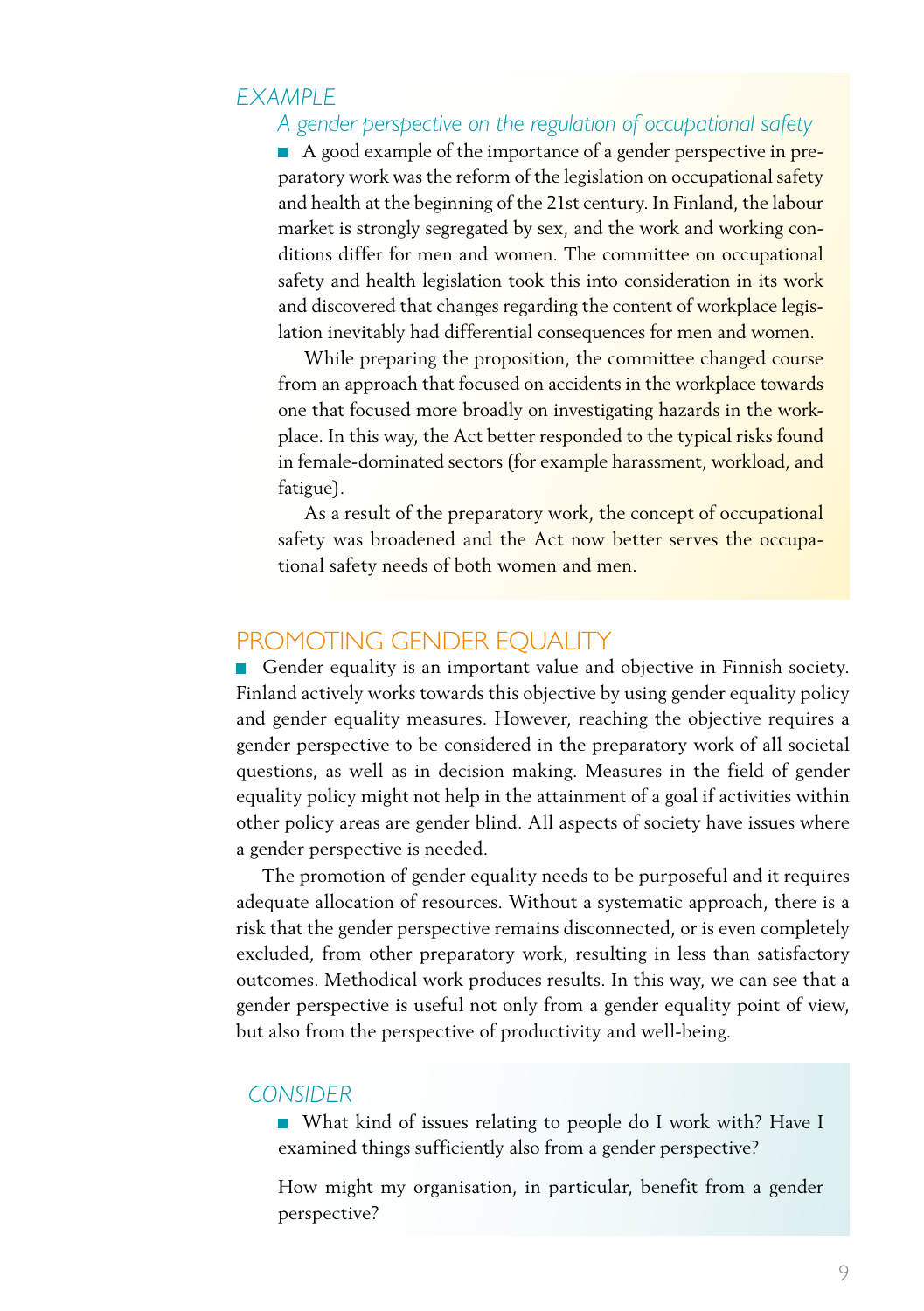## EXAMPLE

### *A gender perspective on the regulation of occupational safety*

A good example of the importance of a gender perspective in preparatory work was the reform of the legislation on occupational safety and health at the beginning of the 21st century. In Finland, the labour market is strongly segregated by sex, and the work and working conditions differ for men and women. The committee on occupational safety and health legislation took this into consideration in its work and discovered that changes regarding the content of workplace legislation inevitably had differential consequences for men and women.

While preparing the proposition, the committee changed course from an approach that focused on accidents in the workplace towards one that focused more broadly on investigating hazards in the workplace. In this way, the Act better responded to the typical risks found in female-dominated sectors (for example harassment, workload, and fatigue).

As a result of the preparatory work, the concept of occupational safety was broadened and the Act now better serves the occupational safety needs of both women and men.

## PROMOTING GENDER EQUALITY

Gender equality is an important value and objective in Finnish society. Finland actively works towards this objective by using gender equality policy and gender equality measures. However, reaching the objective requires a gender perspective to be considered in the preparatory work of all societal questions, as well as in decision making. Measures in the field of gender equality policy might not help in the attainment of a goal if activities within other policy areas are gender blind. All aspects of society have issues where a gender perspective is needed.

The promotion of gender equality needs to be purposeful and it requires adequate allocation of resources. Without a systematic approach, there is a risk that the gender perspective remains disconnected, or is even completely excluded, from other preparatory work, resulting in less than satisfactory outcomes. Methodical work produces results. In this way, we can see that a gender perspective is useful not only from a gender equality point of view, but also from the perspective of productivity and well-being.

## CONSIDER

What kind of issues relating to people do I work with? Have I examined things sufficiently also from a gender perspective?

How might my organisation, in particular, benefit from a gender perspective?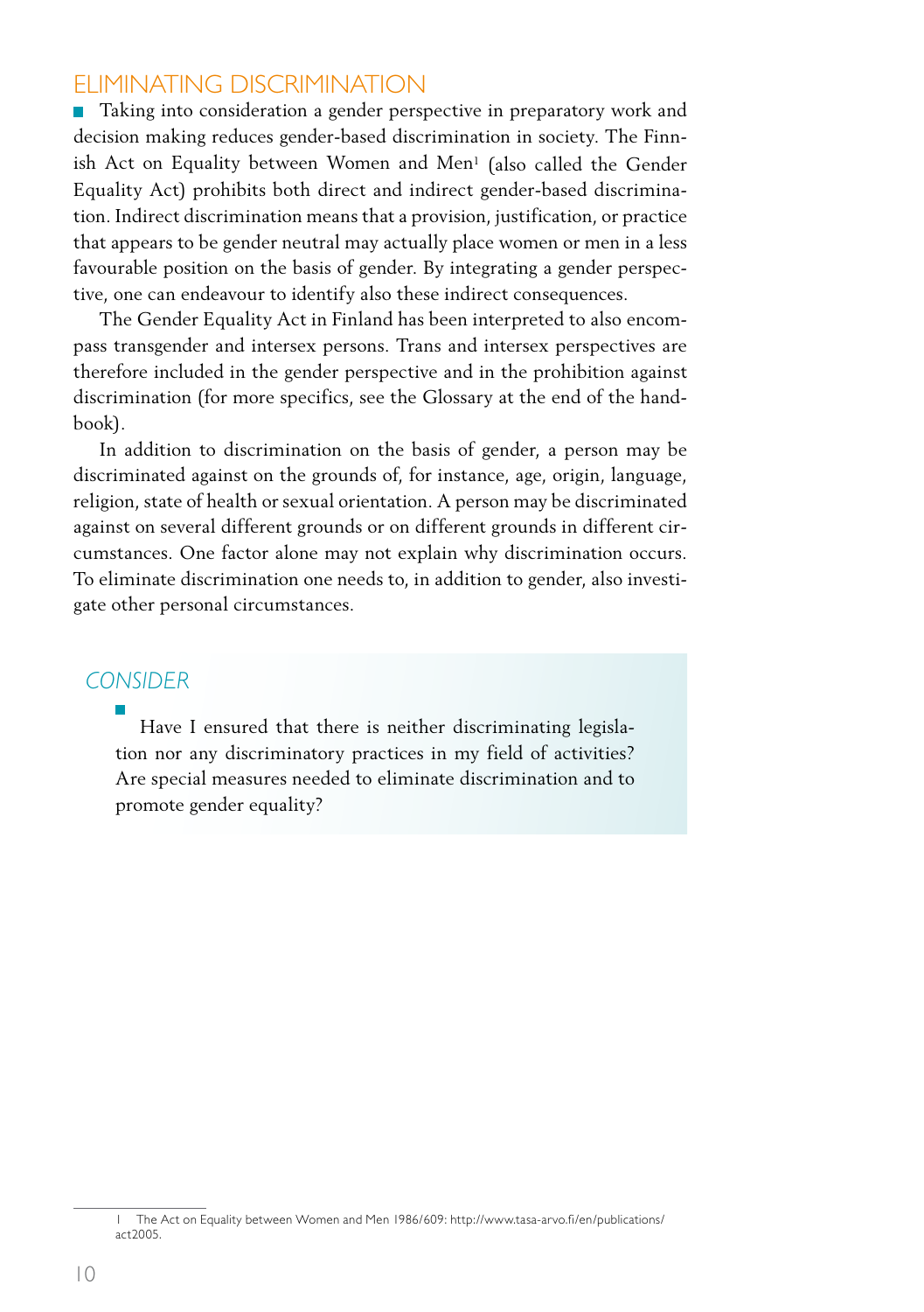## ELIMINATING DISCRIMINATION

Taking into consideration a gender perspective in preparatory work and decision making reduces gender-based discrimination in society. The Finnish Act on Equality between Women and Men[1] (also called the Gender Equality Act) prohibits both direct and indirect gender-based discrimination. Indirect discrimination means that a provision, justification, or practice that appears to be gender neutral may actually place women or men in a less favourable position on the basis of gender. By integrating a gender perspective, one can endeavour to identify also these indirect consequences.

The Gender Equality Act in Finland has been interpreted to also encompass transgender and intersex persons. Trans and intersex perspectives are therefore included in the gender perspective and in the prohibition against discrimination (for more specifics, see the Glossary at the end of the handbook).

In addition to discrimination on the basis of gender, a person may be discriminated against on the grounds of, for instance, age, origin, language, religion, state of health or sexual orientation. A person may be discriminated against on several different grounds or on different grounds in different circumstances. One factor alone may not explain why discrimination occurs. To eliminate discrimination one needs to, in addition to gender, also investigate other personal circumstances.

### *CONSIDER*

- Have I ensured that there is neither discriminating legislation nor any discriminatory practices in my field of activities? Are special measures needed to eliminate discrimination and to promote gender equality?

---

1 The Act on Equality between Women and Men 1986/609: http://www.tasa-arvo.fi/en/publications/act2005.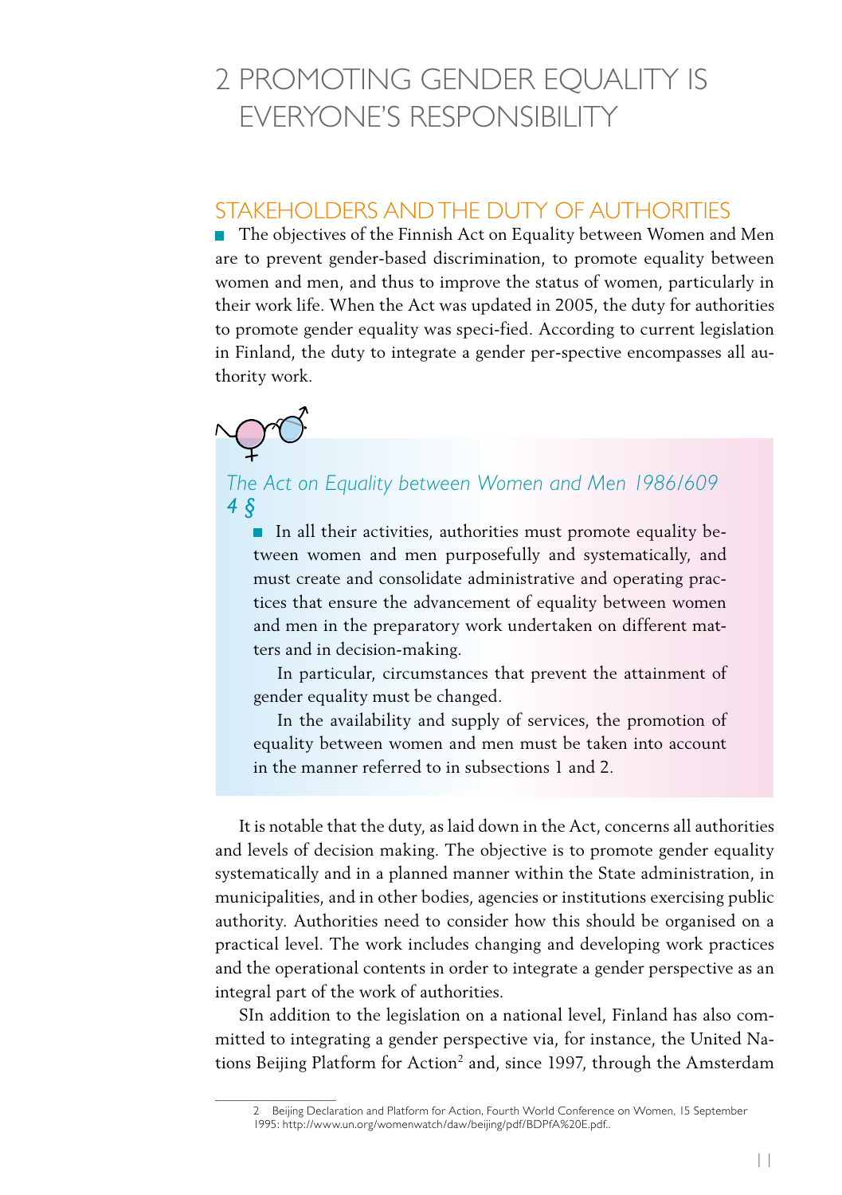# 2 PROMOTING GENDER EQUALITY IS EVERYONE'S RESPONSIBILITY

## STAKEHOLDERS AND THE DUTY OF AUTHORITIES

The objectives of the Finnish Act on Equality between Women and Men are to prevent gender-based discrimination, to promote equality between women and men, and thus to improve the status of women, particularly in their work life. When the Act was updated in 2005, the duty for authorities to promote gender equality was speci-fied. According to current legislation in Finland, the duty to integrate a gender per-spective encompasses all authority work.

### *The Act on Equality between Women and Men 1986/609 4 §*

In all their activities, authorities must promote equality between women and men purposefully and systematically, and must create and consolidate administrative and operating practices that ensure the advancement of equality between women and men in the preparatory work undertaken on different matters and in decision-making.

In particular, circumstances that prevent the attainment of gender equality must be changed.

In the availability and supply of services, the promotion of equality between women and men must be taken into account in the manner referred to in subsections 1 and 2.

It is notable that the duty, as laid down in the Act, concerns all authorities and levels of decision making. The objective is to promote gender equality systematically and in a planned manner within the State administration, in municipalities, and in other bodies, agencies or institutions exercising public authority. Authorities need to consider how this should be organised on a practical level. The work includes changing and developing work practices and the operational contents in order to integrate a gender perspective as an integral part of the work of authorities.

SIn addition to the legislation on a national level, Finland has also committed to integrating a gender perspective via, for instance, the United Nations Beijing Platform for Action[2] and, since 1997, through the Amsterdam

---

2 Beijing Declaration and Platform for Action, Fourth World Conference on Women, 15 September 1995: http://www.un.org/womenwatch/daw/beijing/pdf/BDPfA%20E.pdf..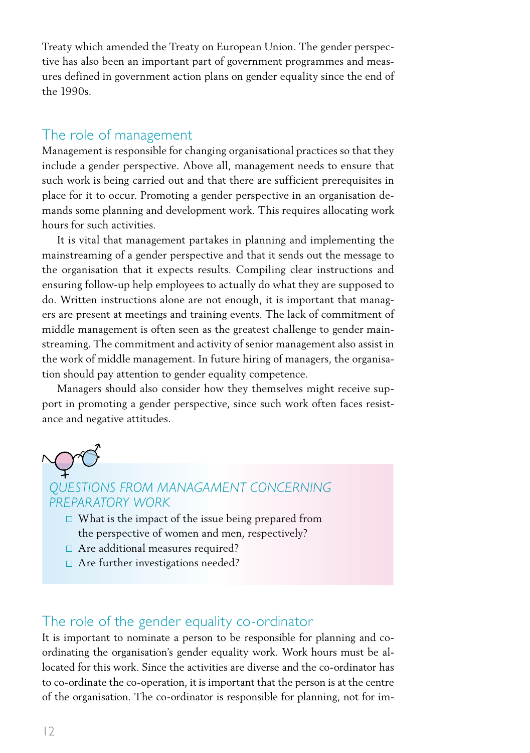Treaty which amended the Treaty on European Union. The gender perspective has also been an important part of government programmes and measures defined in government action plans on gender equality since the end of the 1990s.

## The role of management

Management is responsible for changing organisational practices so that they include a gender perspective. Above all, management needs to ensure that such work is being carried out and that there are sufficient prerequisites in place for it to occur. Promoting a gender perspective in an organisation demands some planning and development work. This requires allocating work hours for such activities.

It is vital that management partakes in planning and implementing the mainstreaming of a gender perspective and that it sends out the message to the organisation that it expects results. Compiling clear instructions and ensuring follow-up help employees to actually do what they are supposed to do. Written instructions alone are not enough, it is important that managers are present at meetings and training events. The lack of commitment of middle management is often seen as the greatest challenge to gender mainstreaming. The commitment and activity of senior management also assist in the work of middle management. In future hiring of managers, the organisation should pay attention to gender equality competence.

Managers should also consider how they themselves might receive support in promoting a gender perspective, since such work often faces resistance and negative attitudes.

### *QUESTIONS FROM MANAGAMENT CONCERNING PREPARATORY WORK*

- ☐ What is the impact of the issue being prepared from the perspective of women and men, respectively?
- ☐ Are additional measures required?
- ☐ Are further investigations needed?

## The role of the gender equality co-ordinator

It is important to nominate a person to be responsible for planning and co-ordinating the organisation's gender equality work. Work hours must be allocated for this work. Since the activities are diverse and the co-ordinator has to co-ordinate the co-operation, it is important that the person is at the centre of the organisation. The co-ordinator is responsible for planning, not for im-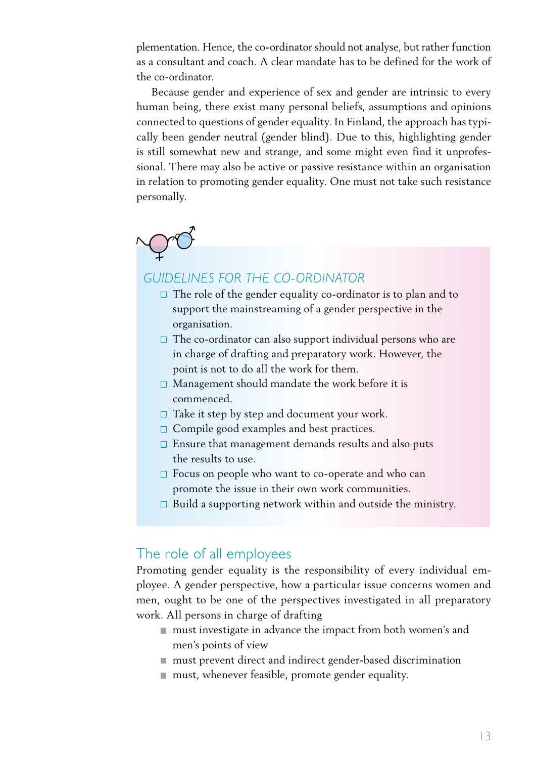plementation. Hence, the co-ordinator should not analyse, but rather function as a consultant and coach. A clear mandate has to be defined for the work of the co-ordinator.

Because gender and experience of sex and gender are intrinsic to every human being, there exist many personal beliefs, assumptions and opinions connected to questions of gender equality. In Finland, the approach has typically been gender neutral (gender blind). Due to this, highlighting gender is still somewhat new and strange, and some might even find it unprofessional. There may also be active or passive resistance within an organisation in relation to promoting gender equality. One must not take such resistance personally.

### *GUIDELINES FOR THE CO-ORDINATOR*

- The role of the gender equality co-ordinator is to plan and to support the mainstreaming of a gender perspective in the organisation.
- The co-ordinator can also support individual persons who are in charge of drafting and preparatory work. However, the point is not to do all the work for them.
- Management should mandate the work before it is commenced.
- Take it step by step and document your work.
- Compile good examples and best practices.
- Ensure that management demands results and also puts the results to use.
- Focus on people who want to co-operate and who can promote the issue in their own work communities.
- Build a supporting network within and outside the ministry.

## The role of all employees

Promoting gender equality is the responsibility of every individual employee. A gender perspective, how a particular issue concerns women and men, ought to be one of the perspectives investigated in all preparatory work. All persons in charge of drafting

- must investigate in advance the impact from both women's and men's points of view
- must prevent direct and indirect gender-based discrimination
- must, whenever feasible, promote gender equality.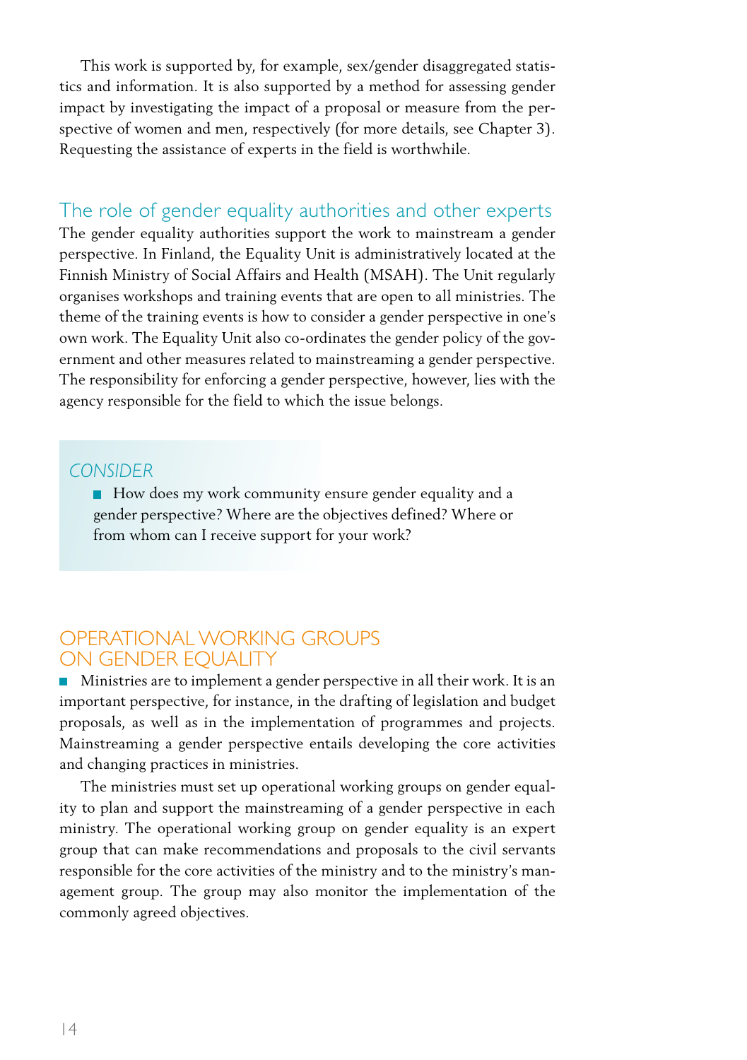This work is supported by, for example, sex/gender disaggregated statistics and information. It is also supported by a method for assessing gender impact by investigating the impact of a proposal or measure from the perspective of women and men, respectively (for more details, see Chapter 3). Requesting the assistance of experts in the field is worthwhile.

### The role of gender equality authorities and other experts

The gender equality authorities support the work to mainstream a gender perspective. In Finland, the Equality Unit is administratively located at the Finnish Ministry of Social Affairs and Health (MSAH). The Unit regularly organises workshops and training events that are open to all ministries. The theme of the training events is how to consider a gender perspective in one's own work. The Equality Unit also co-ordinates the gender policy of the government and other measures related to mainstreaming a gender perspective. The responsibility for enforcing a gender perspective, however, lies with the agency responsible for the field to which the issue belongs.

*CONSIDER*

- How does my work community ensure gender equality and a gender perspective? Where are the objectives defined? Where or from whom can I receive support for your work?

## OPERATIONAL WORKING GROUPS ON GENDER EQUALITY

- Ministries are to implement a gender perspective in all their work. It is an important perspective, for instance, in the drafting of legislation and budget proposals, as well as in the implementation of programmes and projects. Mainstreaming a gender perspective entails developing the core activities and changing practices in ministries.

The ministries must set up operational working groups on gender equality to plan and support the mainstreaming of a gender perspective in each ministry. The operational working group on gender equality is an expert group that can make recommendations and proposals to the civil servants responsible for the core activities of the ministry and to the ministry's management group. The group may also monitor the implementation of the commonly agreed objectives.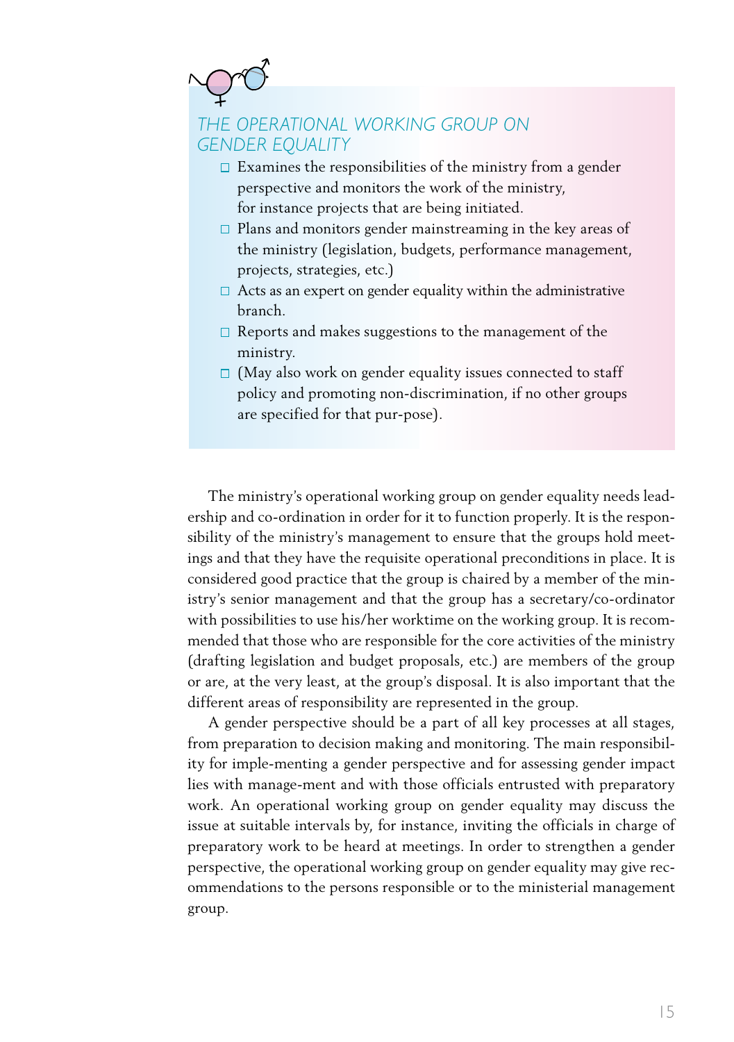### THE OPERATIONAL WORKING GROUP ON GENDER EQUALITY

- Examines the responsibilities of the ministry from a gender perspective and monitors the work of the ministry, for instance projects that are being initiated.
- Plans and monitors gender mainstreaming in the key areas of the ministry (legislation, budgets, performance management, projects, strategies, etc.)
- Acts as an expert on gender equality within the administrative branch.
- Reports and makes suggestions to the management of the ministry.
- (May also work on gender equality issues connected to staff policy and promoting non-discrimination, if no other groups are specified for that pur-pose).

The ministry's operational working group on gender equality needs leadership and co-ordination in order for it to function properly. It is the responsibility of the ministry's management to ensure that the groups hold meetings and that they have the requisite operational preconditions in place. It is considered good practice that the group is chaired by a member of the ministry's senior management and that the group has a secretary/co-ordinator with possibilities to use his/her worktime on the working group. It is recommended that those who are responsible for the core activities of the ministry (drafting legislation and budget proposals, etc.) are members of the group or are, at the very least, at the group's disposal. It is also important that the different areas of responsibility are represented in the group.

A gender perspective should be a part of all key processes at all stages, from preparation to decision making and monitoring. The main responsibility for imple-menting a gender perspective and for assessing gender impact lies with manage-ment and with those officials entrusted with preparatory work. An operational working group on gender equality may discuss the issue at suitable intervals by, for instance, inviting the officials in charge of preparatory work to be heard at meetings. In order to strengthen a gender perspective, the operational working group on gender equality may give recommendations to the persons responsible or to the ministerial management group.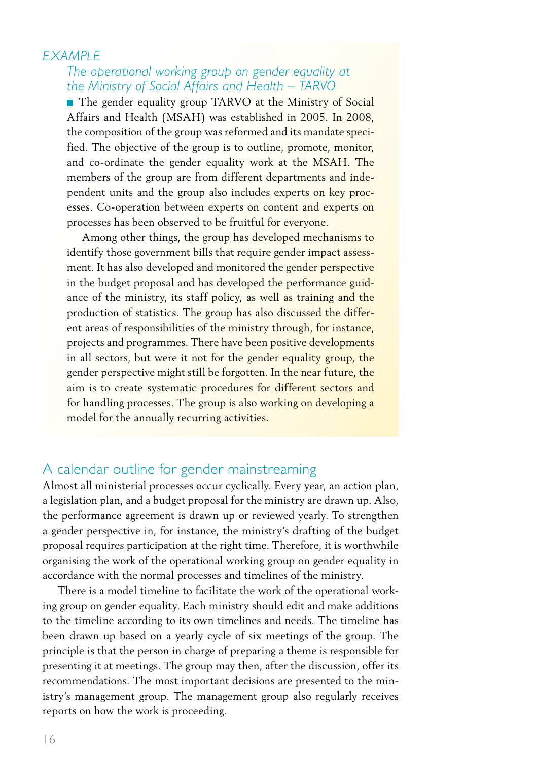*EXAMPLE*

*The operational working group on gender equality at the Ministry of Social Affairs and Health – TARVO*

The gender equality group TARVO at the Ministry of Social Affairs and Health (MSAH) was established in 2005. In 2008, the composition of the group was reformed and its mandate specified. The objective of the group is to outline, promote, monitor, and co-ordinate the gender equality work at the MSAH. The members of the group are from different departments and independent units and the group also includes experts on key processes. Co-operation between experts on content and experts on processes has been observed to be fruitful for everyone.

Among other things, the group has developed mechanisms to identify those government bills that require gender impact assessment. It has also developed and monitored the gender perspective in the budget proposal and has developed the performance guidance of the ministry, its staff policy, as well as training and the production of statistics. The group has also discussed the different areas of responsibilities of the ministry through, for instance, projects and programmes. There have been positive developments in all sectors, but were it not for the gender equality group, the gender perspective might still be forgotten. In the near future, the aim is to create systematic procedures for different sectors and for handling processes. The group is also working on developing a model for the annually recurring activities.

## A calendar outline for gender mainstreaming

Almost all ministerial processes occur cyclically. Every year, an action plan, a legislation plan, and a budget proposal for the ministry are drawn up. Also, the performance agreement is drawn up or reviewed yearly. To strengthen a gender perspective in, for instance, the ministry's drafting of the budget proposal requires participation at the right time. Therefore, it is worthwhile organising the work of the operational working group on gender equality in accordance with the normal processes and timelines of the ministry.

There is a model timeline to facilitate the work of the operational working group on gender equality. Each ministry should edit and make additions to the timeline according to its own timelines and needs. The timeline has been drawn up based on a yearly cycle of six meetings of the group. The principle is that the person in charge of preparing a theme is responsible for presenting it at meetings. The group may then, after the discussion, offer its recommendations. The most important decisions are presented to the ministry's management group. The management group also regularly receives reports on how the work is proceeding.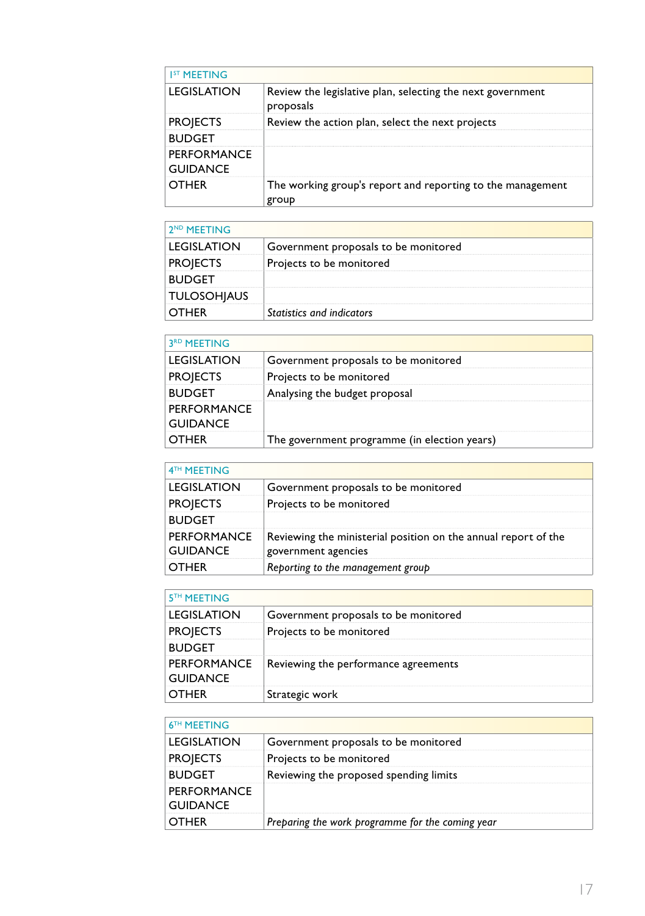| 1ST MEETING | |
|---|---|
| LEGISLATION | Review the legislative plan, selecting the next government proposals |
| PROJECTS | Review the action plan, select the next projects |
| BUDGET | |
| PERFORMANCE GUIDANCE | |
| OTHER | The working group's report and reporting to the management group |

| 2ND MEETING | |
|---|---|
| LEGISLATION | Government proposals to be monitored |
| PROJECTS | Projects to be monitored |
| BUDGET | |
| TULOSOHJAUS | |
| OTHER | *Statistics and indicators* |

| 3RD MEETING | |
|---|---|
| LEGISLATION | Government proposals to be monitored |
| PROJECTS | Projects to be monitored |
| BUDGET | Analysing the budget proposal |
| PERFORMANCE GUIDANCE | |
| OTHER | The government programme (in election years) |

| 4TH MEETING | |
|---|---|
| LEGISLATION | Government proposals to be monitored |
| PROJECTS | Projects to be monitored |
| BUDGET | |
| PERFORMANCE GUIDANCE | Reviewing the ministerial position on the annual report of the government agencies |
| OTHER | *Reporting to the management group* |

| 5TH MEETING | |
|---|---|
| LEGISLATION | Government proposals to be monitored |
| PROJECTS | Projects to be monitored |
| BUDGET | |
| PERFORMANCE GUIDANCE | Reviewing the performance agreements |
| OTHER | Strategic work |

| 6TH MEETING | |
|---|---|
| LEGISLATION | Government proposals to be monitored |
| PROJECTS | Projects to be monitored |
| BUDGET | Reviewing the proposed spending limits |
| PERFORMANCE GUIDANCE | |
| OTHER | *Preparing the work programme for the coming year* |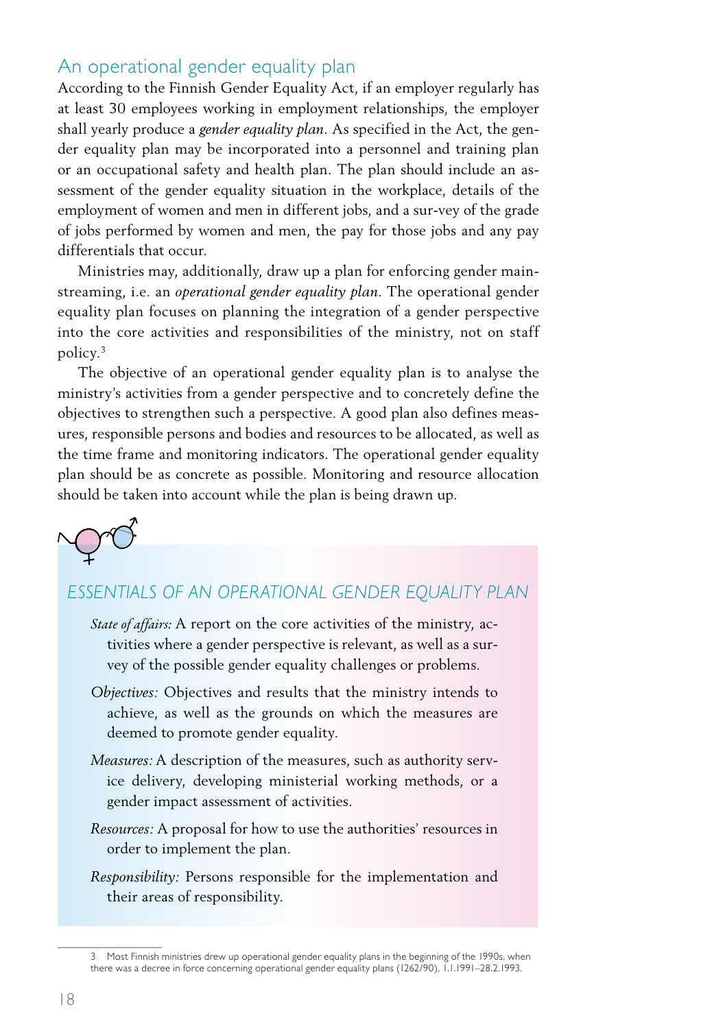## An operational gender equality plan

According to the Finnish Gender Equality Act, if an employer regularly has at least 30 employees working in employment relationships, the employer shall yearly produce a *gender equality plan*. As specified in the Act, the gender equality plan may be incorporated into a personnel and training plan or an occupational safety and health plan. The plan should include an assessment of the gender equality situation in the workplace, details of the employment of women and men in different jobs, and a sur-vey of the grade of jobs performed by women and men, the pay for those jobs and any pay differentials that occur.

Ministries may, additionally, draw up a plan for enforcing gender mainstreaming, i.e. an *operational gender equality plan*. The operational gender equality plan focuses on planning the integration of a gender perspective into the core activities and responsibilities of the ministry, not on staff policy.[3]

The objective of an operational gender equality plan is to analyse the ministry's activities from a gender perspective and to concretely define the objectives to strengthen such a perspective. A good plan also defines measures, responsible persons and bodies and resources to be allocated, as well as the time frame and monitoring indicators. The operational gender equality plan should be as concrete as possible. Monitoring and resource allocation should be taken into account while the plan is being drawn up.

### ESSENTIALS OF AN OPERATIONAL GENDER EQUALITY PLAN

*State of affairs:* A report on the core activities of the ministry, activities where a gender perspective is relevant, as well as a survey of the possible gender equality challenges or problems.

*Objectives:* Objectives and results that the ministry intends to achieve, as well as the grounds on which the measures are deemed to promote gender equality.

*Measures:* A description of the measures, such as authority service delivery, developing ministerial working methods, or a gender impact assessment of activities.

*Resources:* A proposal for how to use the authorities' resources in order to implement the plan.

*Responsibility:* Persons responsible for the implementation and their areas of responsibility.

---

3 Most Finnish ministries drew up operational gender equality plans in the beginning of the 1990s, when there was a decree in force concerning operational gender equality plans (1262/90), 1.1.1991–28.2.1993.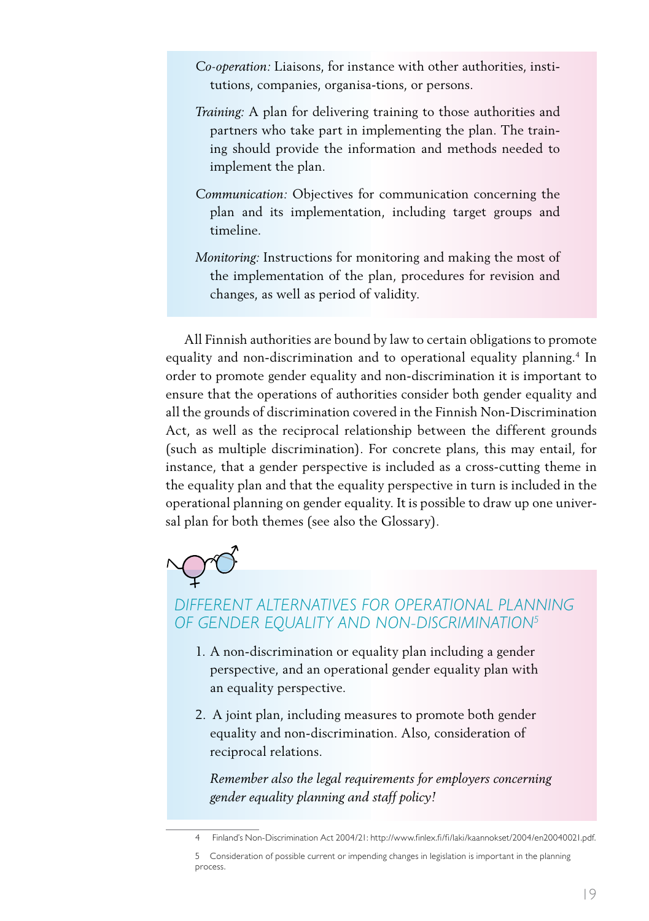*Co-operation:* Liaisons, for instance with other authorities, institutions, companies, organisa-tions, or persons.

*Training:* A plan for delivering training to those authorities and partners who take part in implementing the plan. The training should provide the information and methods needed to implement the plan.

*Communication:* Objectives for communication concerning the plan and its implementation, including target groups and timeline.

*Monitoring:* Instructions for monitoring and making the most of the implementation of the plan, procedures for revision and changes, as well as period of validity.

All Finnish authorities are bound by law to certain obligations to promote equality and non-discrimination and to operational equality planning.[4] In order to promote gender equality and non-discrimination it is important to ensure that the operations of authorities consider both gender equality and all the grounds of discrimination covered in the Finnish Non-Discrimination Act, as well as the reciprocal relationship between the different grounds (such as multiple discrimination). For concrete plans, this may entail, for instance, that a gender perspective is included as a cross-cutting theme in the equality plan and that the equality perspective in turn is included in the operational planning on gender equality. It is possible to draw up one universal plan for both themes (see also the Glossary).

## DIFFERENT ALTERNATIVES FOR OPERATIONAL PLANNING OF GENDER EQUALITY AND NON-DISCRIMINATION[5]

1. A non-discrimination or equality plan including a gender perspective, and an operational gender equality plan with an equality perspective.
2. A joint plan, including measures to promote both gender equality and non-discrimination. Also, consideration of reciprocal relations.

*Remember also the legal requirements for employers concerning gender equality planning and staff policy!*

---

4 Finland's Non-Discrimination Act 2004/21: http://www.finlex.fi/fi/laki/kaannokset/2004/en20040021.pdf.

5 Consideration of possible current or impending changes in legislation is important in the planning process.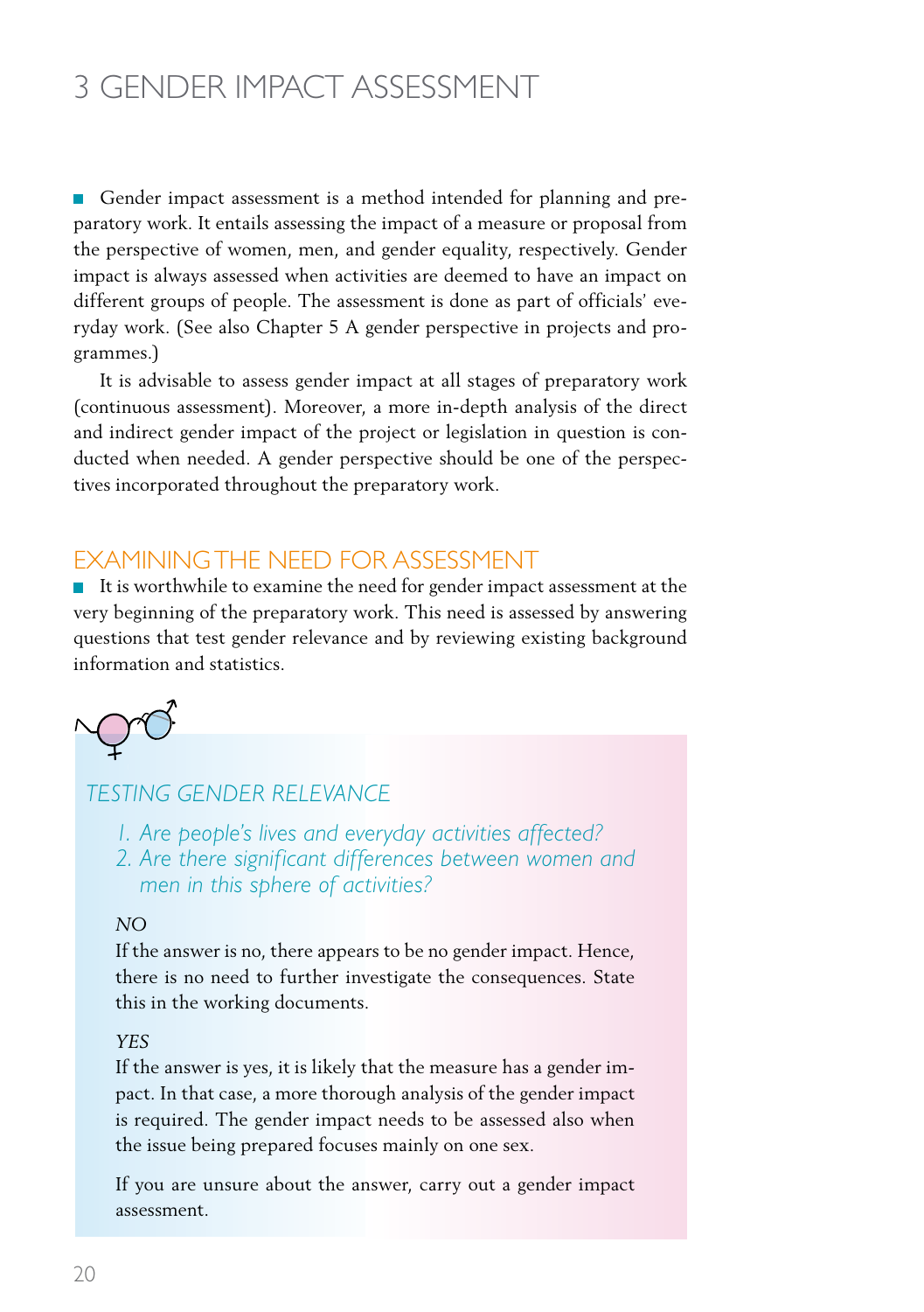# 3 GENDER IMPACT ASSESSMENT

Gender impact assessment is a method intended for planning and preparatory work. It entails assessing the impact of a measure or proposal from the perspective of women, men, and gender equality, respectively. Gender impact is always assessed when activities are deemed to have an impact on different groups of people. The assessment is done as part of officials' everyday work. (See also Chapter 5 A gender perspective in projects and programmes.)

It is advisable to assess gender impact at all stages of preparatory work (continuous assessment). Moreover, a more in-depth analysis of the direct and indirect gender impact of the project or legislation in question is conducted when needed. A gender perspective should be one of the perspectives incorporated throughout the preparatory work.

## EXAMINING THE NEED FOR ASSESSMENT

It is worthwhile to examine the need for gender impact assessment at the very beginning of the preparatory work. This need is assessed by answering questions that test gender relevance and by reviewing existing background information and statistics.

### *TESTING GENDER RELEVANCE*

1. *Are people's lives and everyday activities affected?*
2. *Are there significant differences between women and men in this sphere of activities?*

*NO*

If the answer is no, there appears to be no gender impact. Hence, there is no need to further investigate the consequences. State this in the working documents.

*YES*

If the answer is yes, it is likely that the measure has a gender impact. In that case, a more thorough analysis of the gender impact is required. The gender impact needs to be assessed also when the issue being prepared focuses mainly on one sex.

If you are unsure about the answer, carry out a gender impact assessment.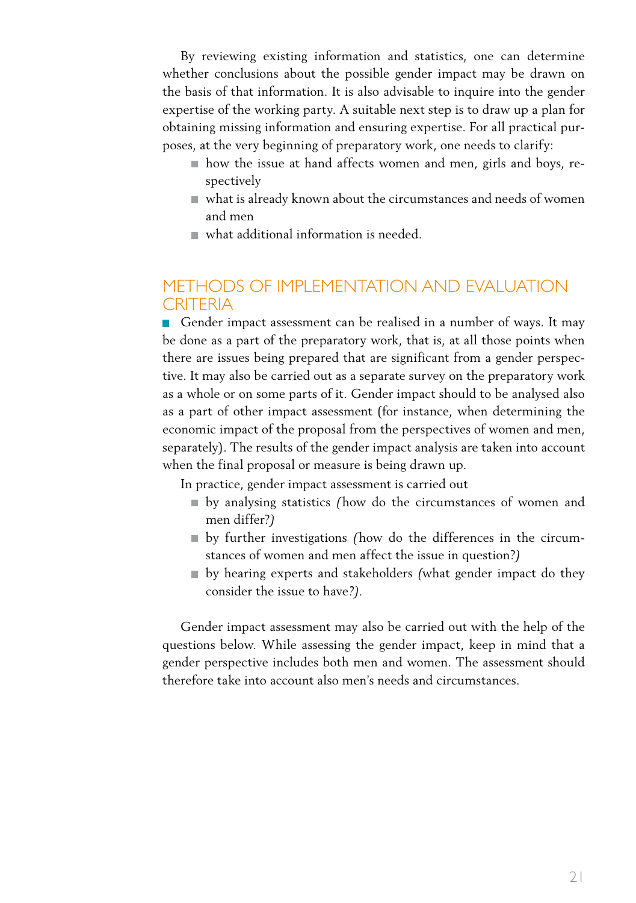By reviewing existing information and statistics, one can determine whether conclusions about the possible gender impact may be drawn on the basis of that information. It is also advisable to inquire into the gender expertise of the working party. A suitable next step is to draw up a plan for obtaining missing information and ensuring expertise. For all practical purposes, at the very beginning of preparatory work, one needs to clarify:

- how the issue at hand affects women and men, girls and boys, respectively
- what is already known about the circumstances and needs of women and men
- what additional information is needed.

## METHODS OF IMPLEMENTATION AND EVALUATION CRITERIA

Gender impact assessment can be realised in a number of ways. It may be done as a part of the preparatory work, that is, at all those points when there are issues being prepared that are significant from a gender perspective. It may also be carried out as a separate survey on the preparatory work as a whole or on some parts of it. Gender impact should to be analysed also as a part of other impact assessment (for instance, when determining the economic impact of the proposal from the perspectives of women and men, separately). The results of the gender impact analysis are taken into account when the final proposal or measure is being drawn up.

In practice, gender impact assessment is carried out

- by analysing statistics *(how do the circumstances of women and men differ?)*
- by further investigations *(how do the differences in the circumstances of women and men affect the issue in question?)*
- by hearing experts and stakeholders *(what gender impact do they consider the issue to have?)*.

Gender impact assessment may also be carried out with the help of the questions below. While assessing the gender impact, keep in mind that a gender perspective includes both men and women. The assessment should therefore take into account also men's needs and circumstances.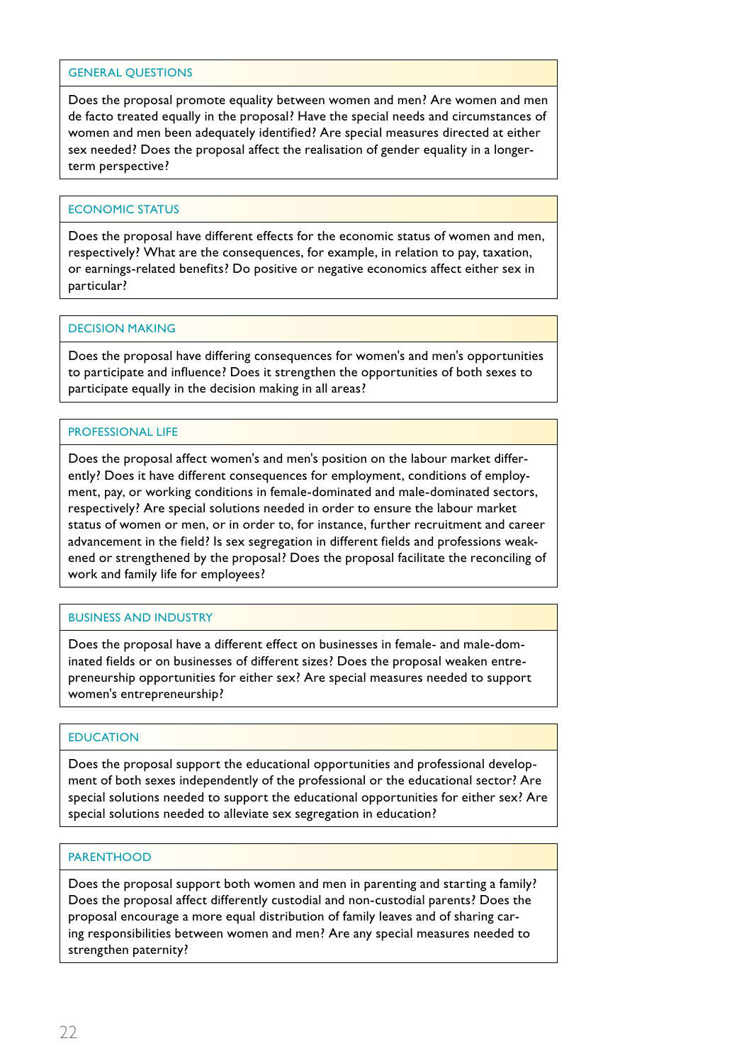### GENERAL QUESTIONS

Does the proposal promote equality between women and men? Are women and men de facto treated equally in the proposal? Have the special needs and circumstances of women and men been adequately identified? Are special measures directed at either sex needed? Does the proposal affect the realisation of gender equality in a longer-term perspective?

### ECONOMIC STATUS

Does the proposal have different effects for the economic status of women and men, respectively? What are the consequences, for example, in relation to pay, taxation, or earnings-related benefits? Do positive or negative economics affect either sex in particular?

### DECISION MAKING

Does the proposal have differing consequences for women's and men's opportunities to participate and influence? Does it strengthen the opportunities of both sexes to participate equally in the decision making in all areas?

### PROFESSIONAL LIFE

Does the proposal affect women's and men's position on the labour market differently? Does it have different consequences for employment, conditions of employment, pay, or working conditions in female-dominated and male-dominated sectors, respectively? Are special solutions needed in order to ensure the labour market status of women or men, or in order to, for instance, further recruitment and career advancement in the field? Is sex segregation in different fields and professions weakened or strengthened by the proposal? Does the proposal facilitate the reconciling of work and family life for employees?

### BUSINESS AND INDUSTRY

Does the proposal have a different effect on businesses in female- and male-dominated fields or on businesses of different sizes? Does the proposal weaken entrepreneurship opportunities for either sex? Are special measures needed to support women's entrepreneurship?

### EDUCATION

Does the proposal support the educational opportunities and professional development of both sexes independently of the professional or the educational sector? Are special solutions needed to support the educational opportunities for either sex? Are special solutions needed to alleviate sex segregation in education?

### PARENTHOOD

Does the proposal support both women and men in parenting and starting a family? Does the proposal affect differently custodial and non-custodial parents? Does the proposal encourage a more equal distribution of family leaves and of sharing caring responsibilities between women and men? Are any special measures needed to strengthen paternity?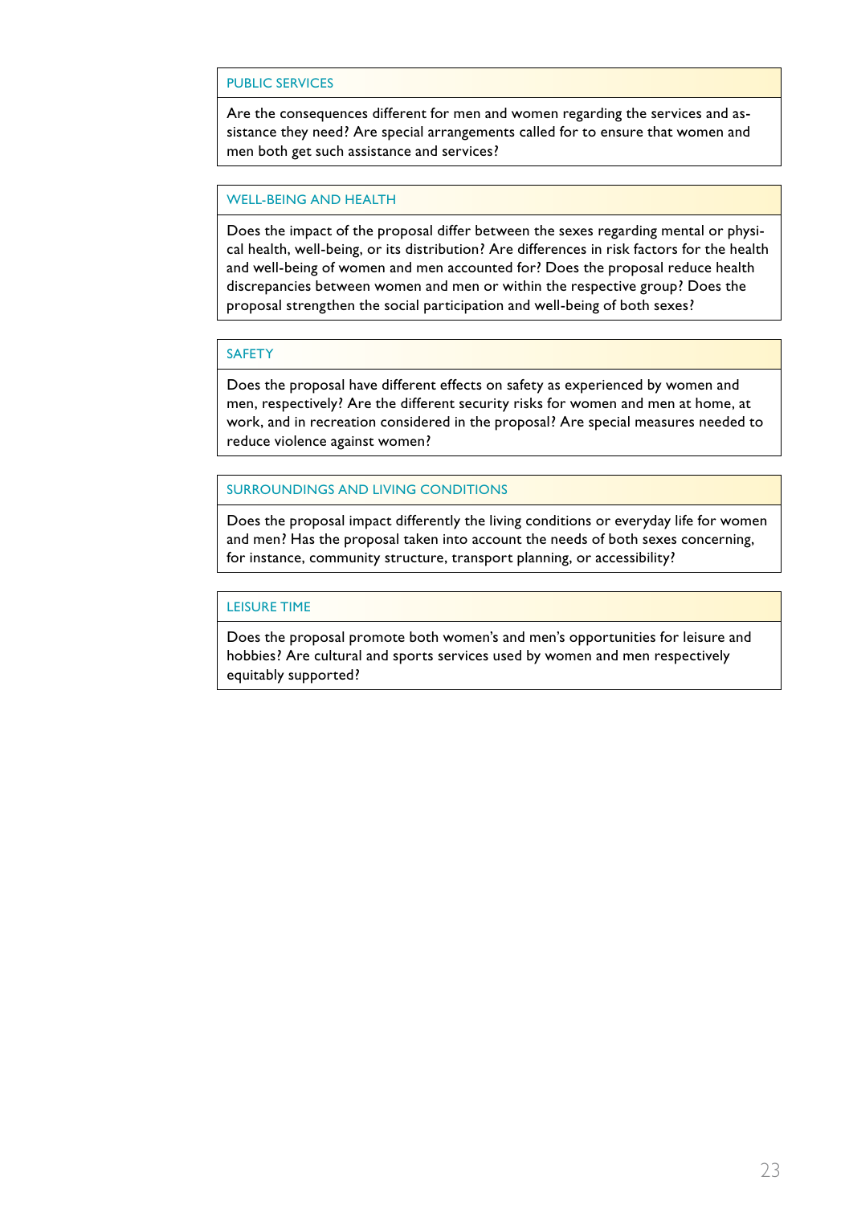| PUBLIC SERVICES |
| --- |
| Are the consequences different for men and women regarding the services and assistance they need? Are special arrangements called for to ensure that women and men both get such assistance and services? |

| WELL-BEING AND HEALTH |
| --- |
| Does the impact of the proposal differ between the sexes regarding mental or physical health, well-being, or its distribution? Are differences in risk factors for the health and well-being of women and men accounted for? Does the proposal reduce health discrepancies between women and men or within the respective group? Does the proposal strengthen the social participation and well-being of both sexes? |

| SAFETY |
| --- |
| Does the proposal have different effects on safety as experienced by women and men, respectively? Are the different security risks for women and men at home, at work, and in recreation considered in the proposal? Are special measures needed to reduce violence against women? |

| SURROUNDINGS AND LIVING CONDITIONS |
| --- |
| Does the proposal impact differently the living conditions or everyday life for women and men? Has the proposal taken into account the needs of both sexes concerning, for instance, community structure, transport planning, or accessibility? |

| LEISURE TIME |
| --- |
| Does the proposal promote both women's and men's opportunities for leisure and hobbies? Are cultural and sports services used by women and men respectively equitably supported? |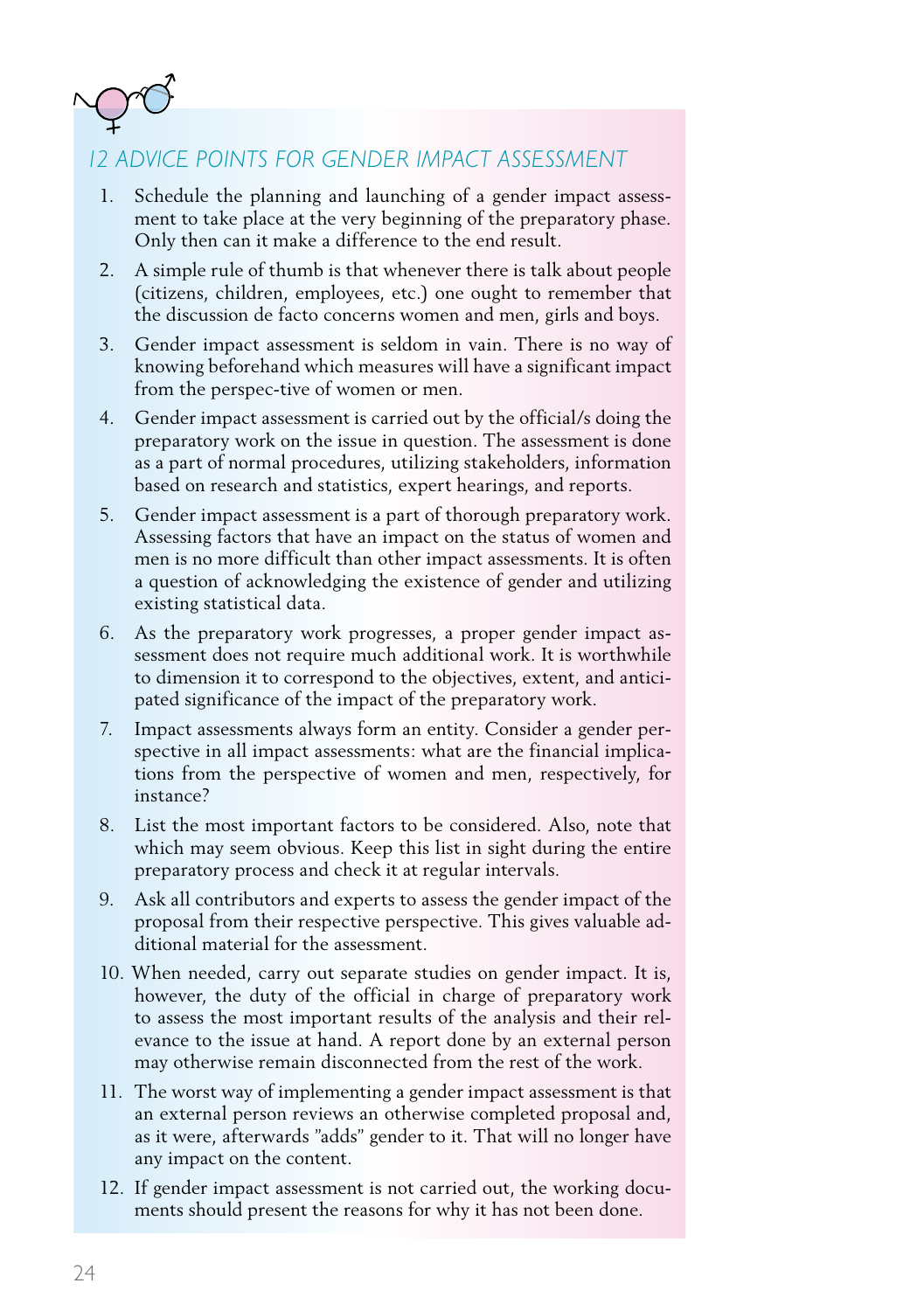## 12 ADVICE POINTS FOR GENDER IMPACT ASSESSMENT

1. Schedule the planning and launching of a gender impact assessment to take place at the very beginning of the preparatory phase. Only then can it make a difference to the end result.
2. A simple rule of thumb is that whenever there is talk about people (citizens, children, employees, etc.) one ought to remember that the discussion de facto concerns women and men, girls and boys.
3. Gender impact assessment is seldom in vain. There is no way of knowing beforehand which measures will have a significant impact from the perspec-tive of women or men.
4. Gender impact assessment is carried out by the official/s doing the preparatory work on the issue in question. The assessment is done as a part of normal procedures, utilizing stakeholders, information based on research and statistics, expert hearings, and reports.
5. Gender impact assessment is a part of thorough preparatory work. Assessing factors that have an impact on the status of women and men is no more difficult than other impact assessments. It is often a question of acknowledging the existence of gender and utilizing existing statistical data.
6. As the preparatory work progresses, a proper gender impact assessment does not require much additional work. It is worthwhile to dimension it to correspond to the objectives, extent, and anticipated significance of the impact of the preparatory work.
7. Impact assessments always form an entity. Consider a gender perspective in all impact assessments: what are the financial implications from the perspective of women and men, respectively, for instance?
8. List the most important factors to be considered. Also, note that which may seem obvious. Keep this list in sight during the entire preparatory process and check it at regular intervals.
9. Ask all contributors and experts to assess the gender impact of the proposal from their respective perspective. This gives valuable additional material for the assessment.
10. When needed, carry out separate studies on gender impact. It is, however, the duty of the official in charge of preparatory work to assess the most important results of the analysis and their relevance to the issue at hand. A report done by an external person may otherwise remain disconnected from the rest of the work.
11. The worst way of implementing a gender impact assessment is that an external person reviews an otherwise completed proposal and, as it were, afterwards "adds" gender to it. That will no longer have any impact on the content.
12. If gender impact assessment is not carried out, the working documents should present the reasons for why it has not been done.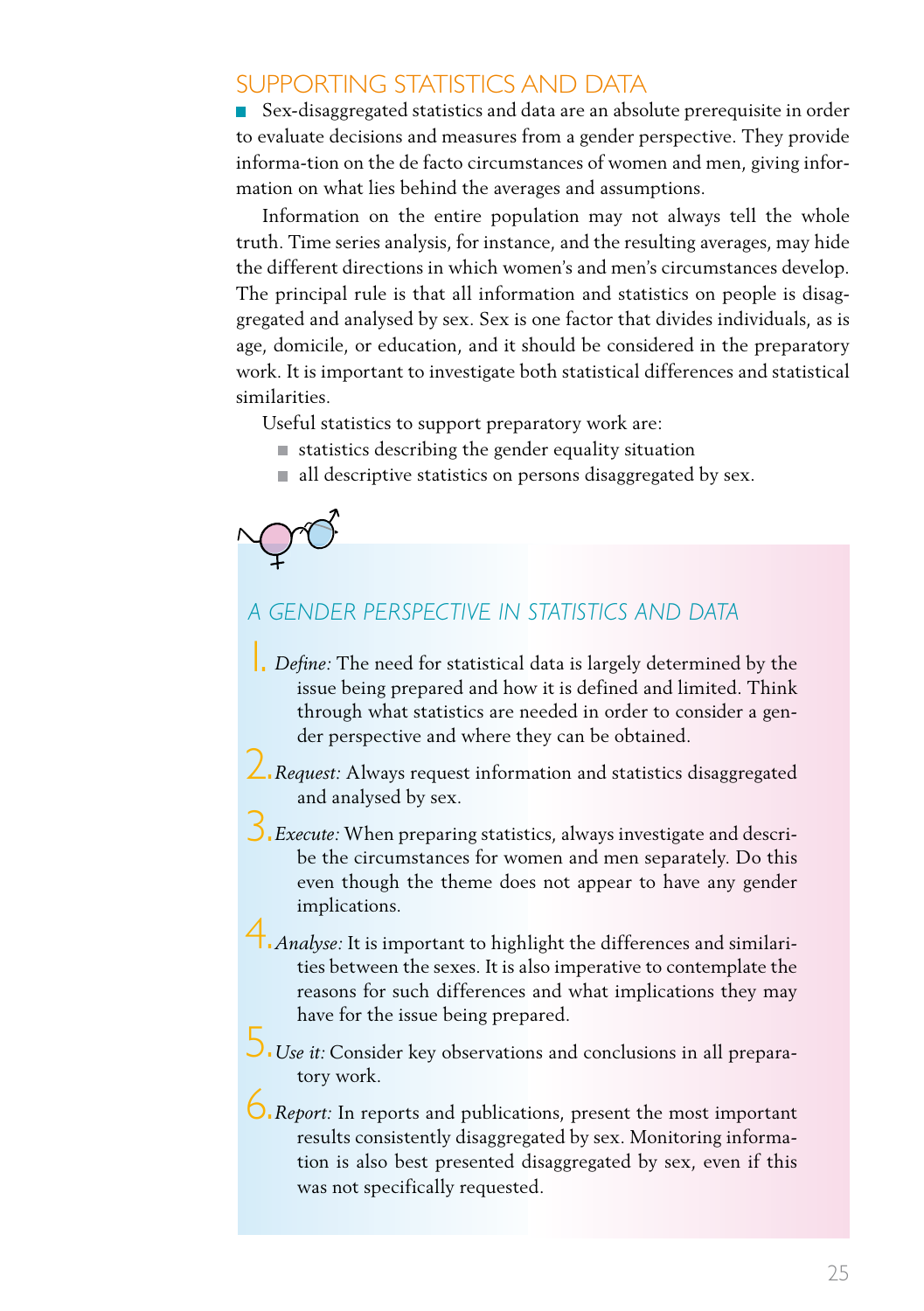## SUPPORTING STATISTICS AND DATA

Sex-disaggregated statistics and data are an absolute prerequisite in order to evaluate decisions and measures from a gender perspective. They provide informa-tion on the de facto circumstances of women and men, giving information on what lies behind the averages and assumptions.

Information on the entire population may not always tell the whole truth. Time series analysis, for instance, and the resulting averages, may hide the different directions in which women's and men's circumstances develop. The principal rule is that all information and statistics on people is disaggregated and analysed by sex. Sex is one factor that divides individuals, as is age, domicile, or education, and it should be considered in the preparatory work. It is important to investigate both statistical differences and statistical similarities.

Useful statistics to support preparatory work are:

- statistics describing the gender equality situation
- all descriptive statistics on persons disaggregated by sex.

### A GENDER PERSPECTIVE IN STATISTICS AND DATA

1. *Define:* The need for statistical data is largely determined by the issue being prepared and how it is defined and limited. Think through what statistics are needed in order to consider a gender perspective and where they can be obtained.
2. *Request:* Always request information and statistics disaggregated and analysed by sex.
3. *Execute:* When preparing statistics, always investigate and describe the circumstances for women and men separately. Do this even though the theme does not appear to have any gender implications.
4. *Analyse:* It is important to highlight the differences and similarities between the sexes. It is also imperative to contemplate the reasons for such differences and what implications they may have for the issue being prepared.
5. *Use it:* Consider key observations and conclusions in all preparatory work.
6. *Report:* In reports and publications, present the most important results consistently disaggregated by sex. Monitoring information is also best presented disaggregated by sex, even if this was not specifically requested.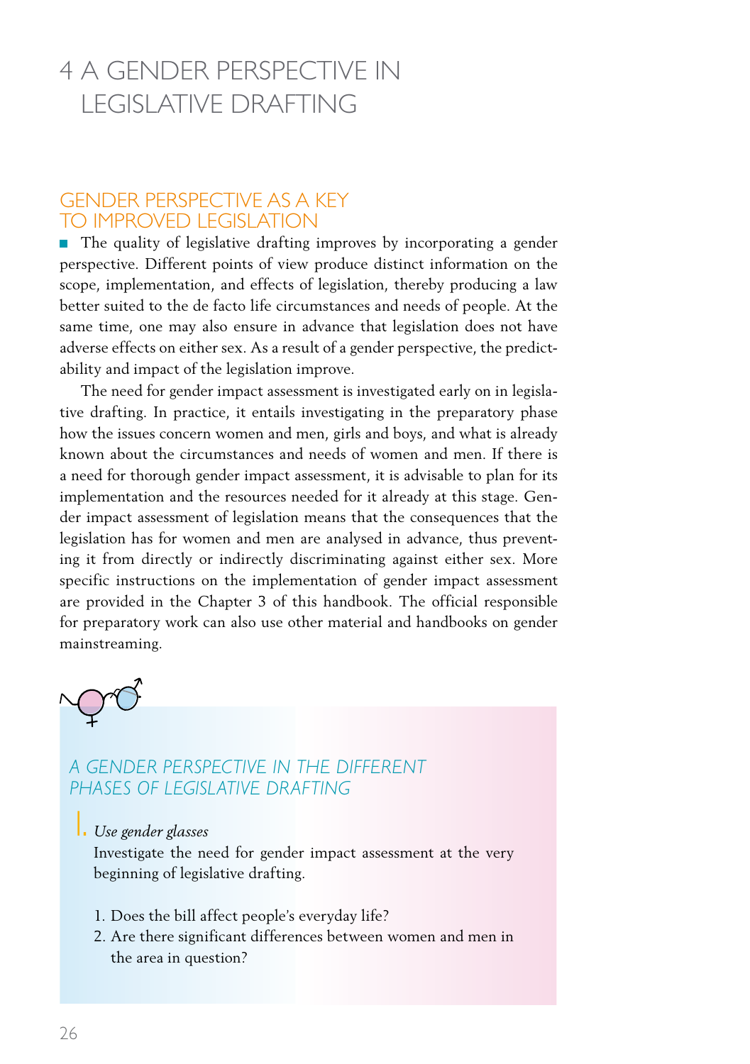# 4 A GENDER PERSPECTIVE IN LEGISLATIVE DRAFTING

## GENDER PERSPECTIVE AS A KEY TO IMPROVED LEGISLATION

The quality of legislative drafting improves by incorporating a gender perspective. Different points of view produce distinct information on the scope, implementation, and effects of legislation, thereby producing a law better suited to the de facto life circumstances and needs of people. At the same time, one may also ensure in advance that legislation does not have adverse effects on either sex. As a result of a gender perspective, the predictability and impact of the legislation improve.

The need for gender impact assessment is investigated early on in legislative drafting. In practice, it entails investigating in the preparatory phase how the issues concern women and men, girls and boys, and what is already known about the circumstances and needs of women and men. If there is a need for thorough gender impact assessment, it is advisable to plan for its implementation and the resources needed for it already at this stage. Gender impact assessment of legislation means that the consequences that the legislation has for women and men are analysed in advance, thus preventing it from directly or indirectly discriminating against either sex. More specific instructions on the implementation of gender impact assessment are provided in the Chapter 3 of this handbook. The official responsible for preparatory work can also use other material and handbooks on gender mainstreaming.

### *A GENDER PERSPECTIVE IN THE DIFFERENT PHASES OF LEGISLATIVE DRAFTING*

I. *Use gender glasses*

Investigate the need for gender impact assessment at the very beginning of legislative drafting.

1. Does the bill affect people's everyday life?
2. Are there significant differences between women and men in the area in question?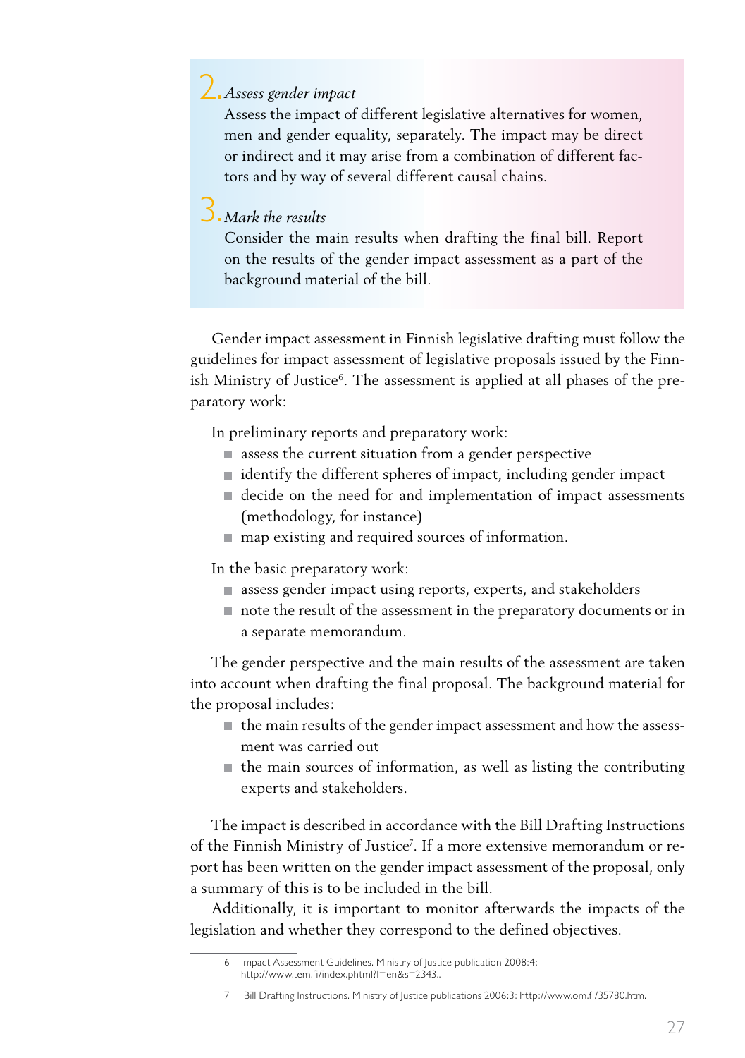2. *Assess gender impact*

Assess the impact of different legislative alternatives for women, men and gender equality, separately. The impact may be direct or indirect and it may arise from a combination of different factors and by way of several different causal chains.

3. *Mark the results*

Consider the main results when drafting the final bill. Report on the results of the gender impact assessment as a part of the background material of the bill.

Gender impact assessment in Finnish legislative drafting must follow the guidelines for impact assessment of legislative proposals issued by the Finnish Ministry of Justice[6]. The assessment is applied at all phases of the preparatory work:

In preliminary reports and preparatory work:

- assess the current situation from a gender perspective
- identify the different spheres of impact, including gender impact
- decide on the need for and implementation of impact assessments (methodology, for instance)
- map existing and required sources of information.

In the basic preparatory work:

- assess gender impact using reports, experts, and stakeholders
- note the result of the assessment in the preparatory documents or in a separate memorandum.

The gender perspective and the main results of the assessment are taken into account when drafting the final proposal. The background material for the proposal includes:

- the main results of the gender impact assessment and how the assessment was carried out
- the main sources of information, as well as listing the contributing experts and stakeholders.

The impact is described in accordance with the Bill Drafting Instructions of the Finnish Ministry of Justice[7]. If a more extensive memorandum or report has been written on the gender impact assessment of the proposal, only a summary of this is to be included in the bill.

Additionally, it is important to monitor afterwards the impacts of the legislation and whether they correspond to the defined objectives.

---

6 Impact Assessment Guidelines. Ministry of Justice publication 2008:4: http://www.tem.fi/index.phtml?l=en&s=2343..

7 Bill Drafting Instructions. Ministry of Justice publications 2006:3: http://www.om.fi/35780.htm.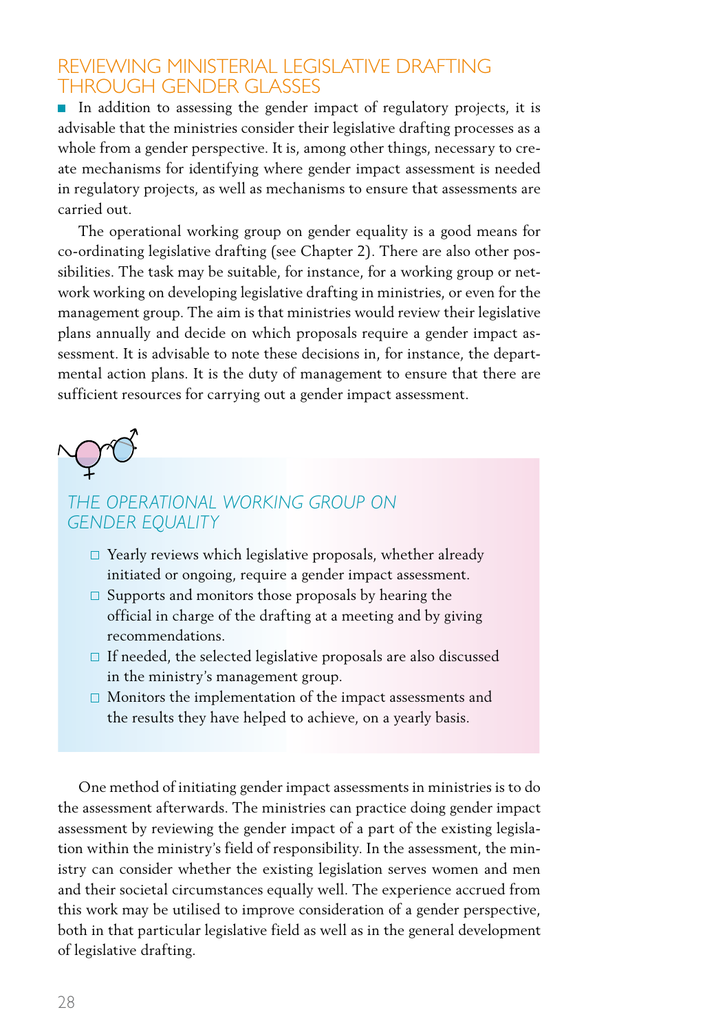## REVIEWING MINISTERIAL LEGISLATIVE DRAFTING THROUGH GENDER GLASSES

In addition to assessing the gender impact of regulatory projects, it is advisable that the ministries consider their legislative drafting processes as a whole from a gender perspective. It is, among other things, necessary to create mechanisms for identifying where gender impact assessment is needed in regulatory projects, as well as mechanisms to ensure that assessments are carried out.

The operational working group on gender equality is a good means for co-ordinating legislative drafting (see Chapter 2). There are also other possibilities. The task may be suitable, for instance, for a working group or network working on developing legislative drafting in ministries, or even for the management group. The aim is that ministries would review their legislative plans annually and decide on which proposals require a gender impact assessment. It is advisable to note these decisions in, for instance, the departmental action plans. It is the duty of management to ensure that there are sufficient resources for carrying out a gender impact assessment.

### *THE OPERATIONAL WORKING GROUP ON GENDER EQUALITY*

- Yearly reviews which legislative proposals, whether already initiated or ongoing, require a gender impact assessment.
- Supports and monitors those proposals by hearing the official in charge of the drafting at a meeting and by giving recommendations.
- If needed, the selected legislative proposals are also discussed in the ministry's management group.
- Monitors the implementation of the impact assessments and the results they have helped to achieve, on a yearly basis.

One method of initiating gender impact assessments in ministries is to do the assessment afterwards. The ministries can practice doing gender impact assessment by reviewing the gender impact of a part of the existing legislation within the ministry's field of responsibility. In the assessment, the ministry can consider whether the existing legislation serves women and men and their societal circumstances equally well. The experience accrued from this work may be utilised to improve consideration of a gender perspective, both in that particular legislative field as well as in the general development of legislative drafting.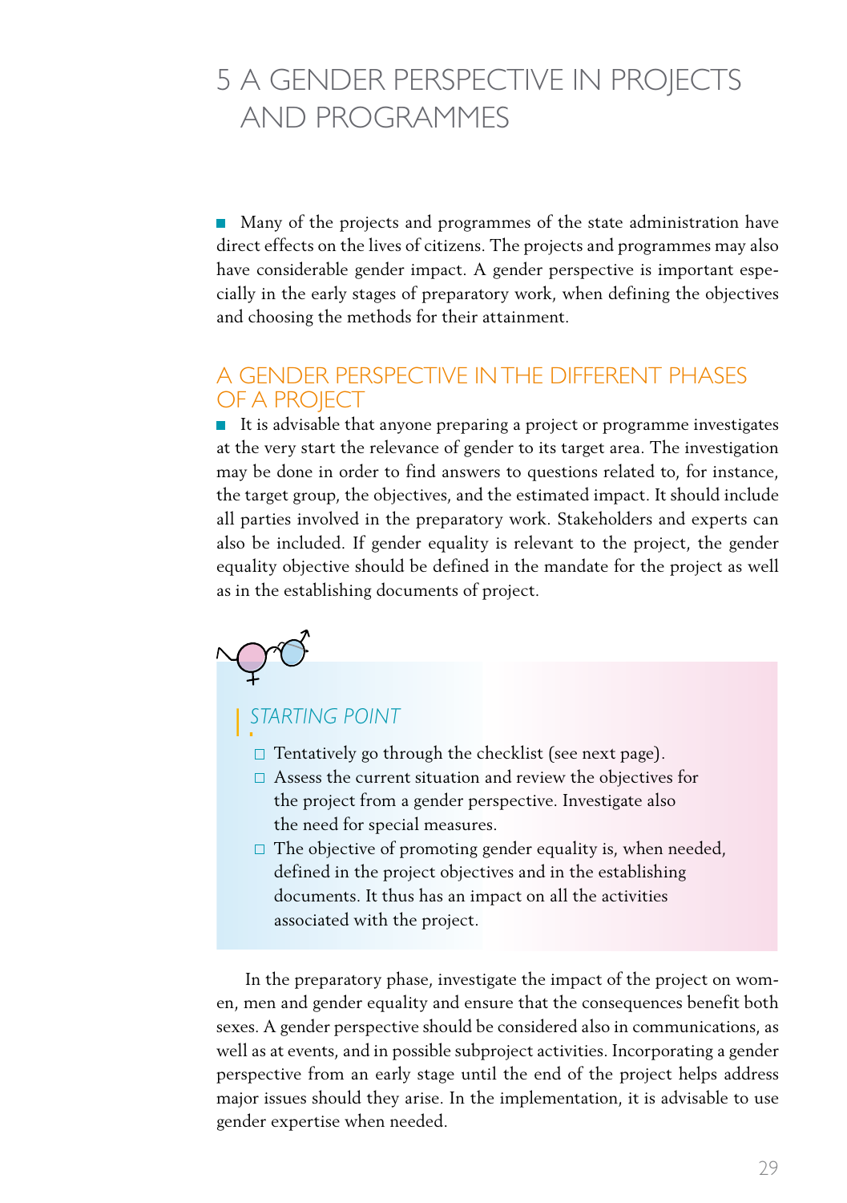# 5 A GENDER PERSPECTIVE IN PROJECTS AND PROGRAMMES

Many of the projects and programmes of the state administration have direct effects on the lives of citizens. The projects and programmes may also have considerable gender impact. A gender perspective is important especially in the early stages of preparatory work, when defining the objectives and choosing the methods for their attainment.

## A GENDER PERSPECTIVE IN THE DIFFERENT PHASES OF A PROJECT

It is advisable that anyone preparing a project or programme investigates at the very start the relevance of gender to its target area. The investigation may be done in order to find answers to questions related to, for instance, the target group, the objectives, and the estimated impact. It should include all parties involved in the preparatory work. Stakeholders and experts can also be included. If gender equality is relevant to the project, the gender equality objective should be defined in the mandate for the project as well as in the establishing documents of project.

### *STARTING POINT*

- ☐ Tentatively go through the checklist (see next page).
- ☐ Assess the current situation and review the objectives for the project from a gender perspective. Investigate also the need for special measures.
- ☐ The objective of promoting gender equality is, when needed, defined in the project objectives and in the establishing documents. It thus has an impact on all the activities associated with the project.

In the preparatory phase, investigate the impact of the project on women, men and gender equality and ensure that the consequences benefit both sexes. A gender perspective should be considered also in communications, as well as at events, and in possible subproject activities. Incorporating a gender perspective from an early stage until the end of the project helps address major issues should they arise. In the implementation, it is advisable to use gender expertise when needed.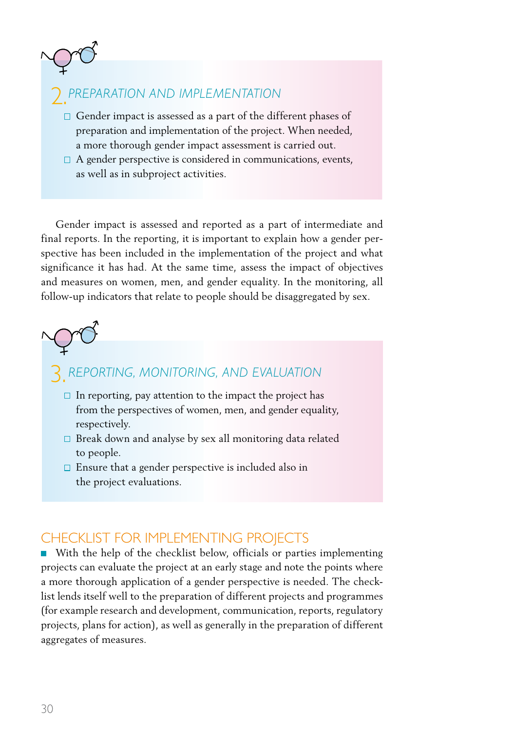## 2. PREPARATION AND IMPLEMENTATION

- ☐ Gender impact is assessed as a part of the different phases of preparation and implementation of the project. When needed, a more thorough gender impact assessment is carried out.
- ☐ A gender perspective is considered in communications, events, as well as in subproject activities.

Gender impact is assessed and reported as a part of intermediate and final reports. In the reporting, it is important to explain how a gender perspective has been included in the implementation of the project and what significance it has had. At the same time, assess the impact of objectives and measures on women, men, and gender equality. In the monitoring, all follow-up indicators that relate to people should be disaggregated by sex.

## 3. REPORTING, MONITORING, AND EVALUATION

- ☐ In reporting, pay attention to the impact the project has from the perspectives of women, men, and gender equality, respectively.
- ☐ Break down and analyse by sex all monitoring data related to people.
- ☐ Ensure that a gender perspective is included also in the project evaluations.

## CHECKLIST FOR IMPLEMENTING PROJECTS

With the help of the checklist below, officials or parties implementing projects can evaluate the project at an early stage and note the points where a more thorough application of a gender perspective is needed. The checklist lends itself well to the preparation of different projects and programmes (for example research and development, communication, reports, regulatory projects, plans for action), as well as generally in the preparation of different aggregates of measures.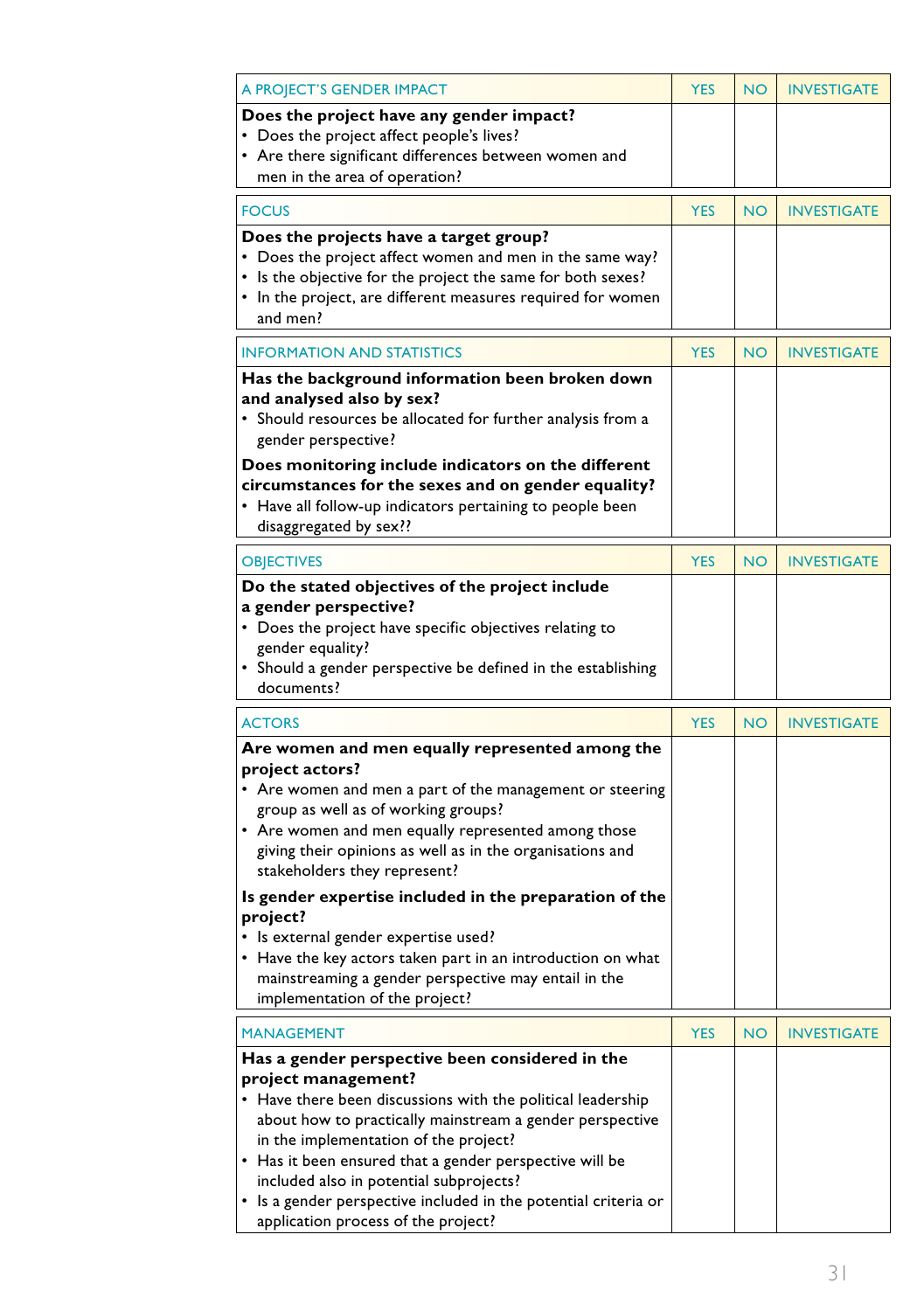| A PROJECT'S GENDER IMPACT | YES | NO | INVESTIGATE |
|---|---|---|---|
| **Does the project have any gender impact?**<br>• Does the project affect people's lives?<br>• Are there significant differences between women and men in the area of operation? | | | |

| FOCUS | YES | NO | INVESTIGATE |
|---|---|---|---|
| **Does the projects have a target group?**<br>• Does the project affect women and men in the same way?<br>• Is the objective for the project the same for both sexes?<br>• In the project, are different measures required for women and men? | | | |

| INFORMATION AND STATISTICS | YES | NO | INVESTIGATE |
|---|---|---|---|
| **Has the background information been broken down and analysed also by sex?**<br>• Should resources be allocated for further analysis from a gender perspective?<br>**Does monitoring include indicators on the different circumstances for the sexes and on gender equality?**<br>• Have all follow-up indicators pertaining to people been disaggregated by sex?? | | | |

| OBJECTIVES | YES | NO | INVESTIGATE |
|---|---|---|---|
| **Do the stated objectives of the project include a gender perspective?**<br>• Does the project have specific objectives relating to gender equality?<br>• Should a gender perspective be defined in the establishing documents? | | | |

| ACTORS | YES | NO | INVESTIGATE |
|---|---|---|---|
| **Are women and men equally represented among the project actors?**<br>• Are women and men a part of the management or steering group as well as of working groups?<br>• Are women and men equally represented among those giving their opinions as well as in the organisations and stakeholders they represent?<br>**Is gender expertise included in the preparation of the project?**<br>• Is external gender expertise used?<br>• Have the key actors taken part in an introduction on what mainstreaming a gender perspective may entail in the implementation of the project? | | | |

| MANAGEMENT | YES | NO | INVESTIGATE |
|---|---|---|---|
| **Has a gender perspective been considered in the project management?**<br>• Have there been discussions with the political leadership about how to practically mainstream a gender perspective in the implementation of the project?<br>• Has it been ensured that a gender perspective will be included also in potential subprojects?<br>• Is a gender perspective included in the potential criteria or application process of the project? | | | |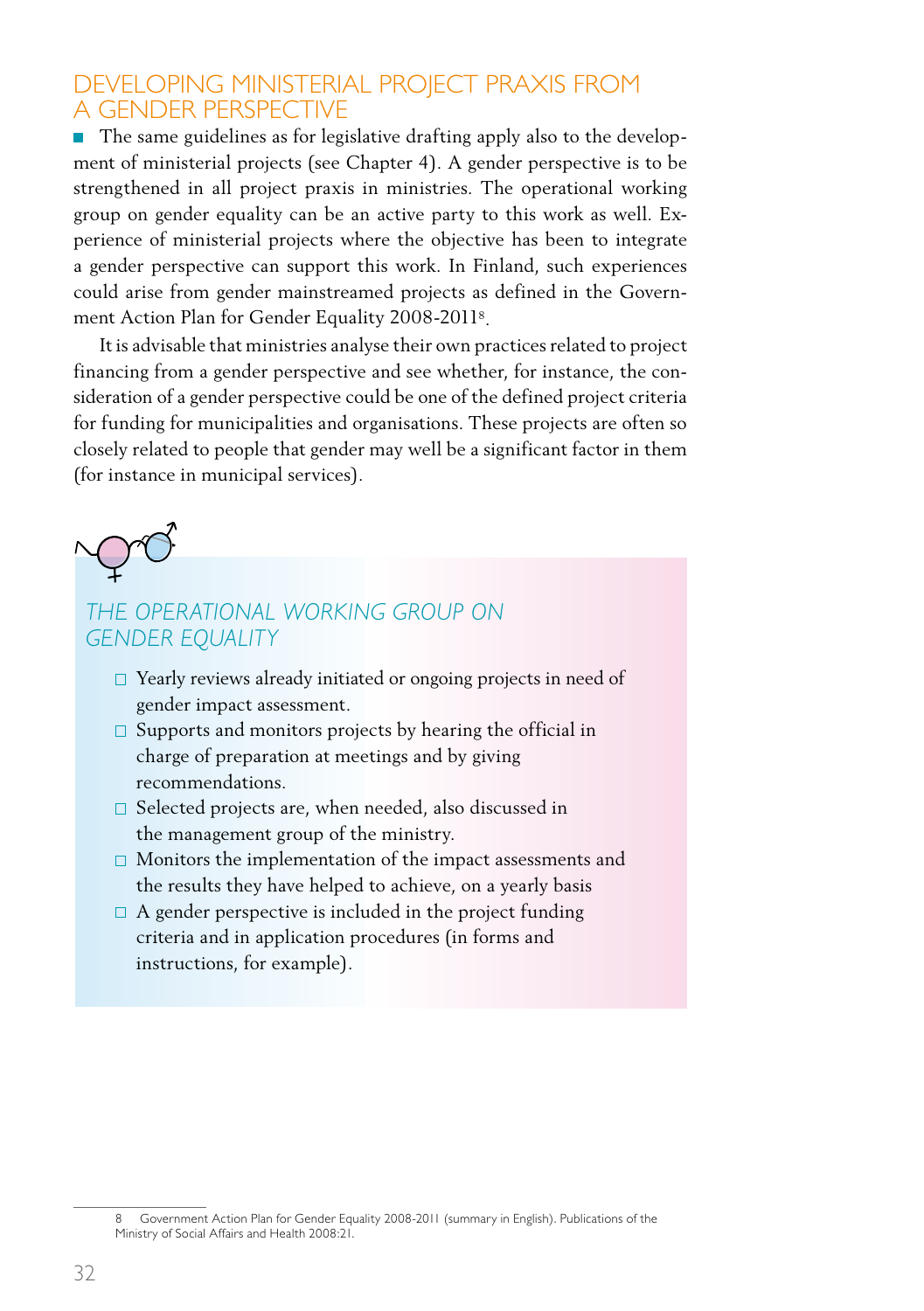## DEVELOPING MINISTERIAL PROJECT PRAXIS FROM A GENDER PERSPECTIVE

The same guidelines as for legislative drafting apply also to the development of ministerial projects (see Chapter 4). A gender perspective is to be strengthened in all project praxis in ministries. The operational working group on gender equality can be an active party to this work as well. Experience of ministerial projects where the objective has been to integrate a gender perspective can support this work. In Finland, such experiences could arise from gender mainstreamed projects as defined in the Government Action Plan for Gender Equality 2008-2011[8].

It is advisable that ministries analyse their own practices related to project financing from a gender perspective and see whether, for instance, the consideration of a gender perspective could be one of the defined project criteria for funding for municipalities and organisations. These projects are often so closely related to people that gender may well be a significant factor in them (for instance in municipal services).

### *THE OPERATIONAL WORKING GROUP ON GENDER EQUALITY*

- Yearly reviews already initiated or ongoing projects in need of gender impact assessment.
- Supports and monitors projects by hearing the official in charge of preparation at meetings and by giving recommendations.
- Selected projects are, when needed, also discussed in the management group of the ministry.
- Monitors the implementation of the impact assessments and the results they have helped to achieve, on a yearly basis
- A gender perspective is included in the project funding criteria and in application procedures (in forms and instructions, for example).

---

8 Government Action Plan for Gender Equality 2008-2011 (summary in English). Publications of the Ministry of Social Affairs and Health 2008:21.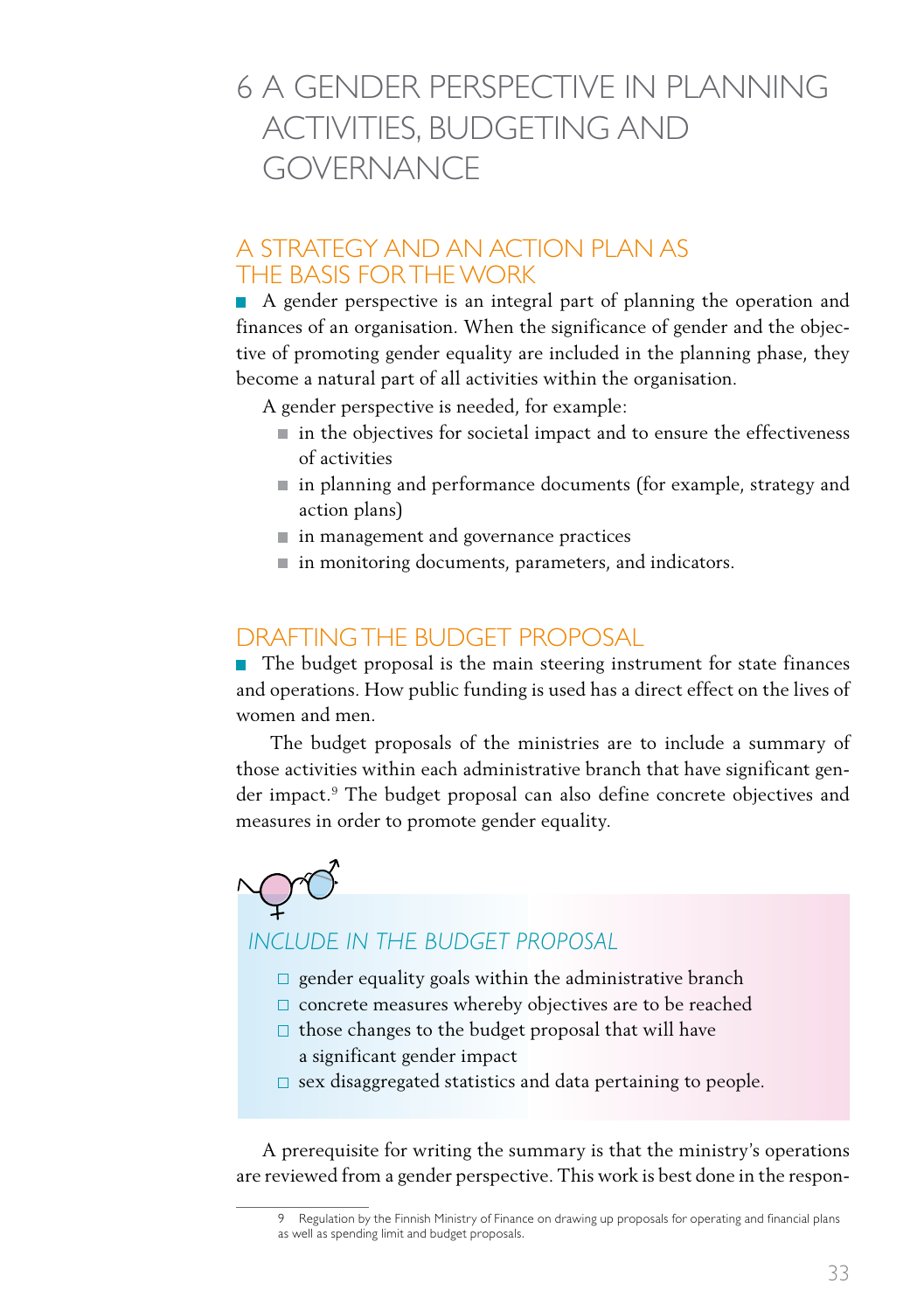# 6 A GENDER PERSPECTIVE IN PLANNING ACTIVITIES, BUDGETING AND GOVERNANCE

## A STRATEGY AND AN ACTION PLAN AS THE BASIS FOR THE WORK

A gender perspective is an integral part of planning the operation and finances of an organisation. When the significance of gender and the objective of promoting gender equality are included in the planning phase, they become a natural part of all activities within the organisation.

A gender perspective is needed, for example:

- in the objectives for societal impact and to ensure the effectiveness of activities
- in planning and performance documents (for example, strategy and action plans)
- in management and governance practices
- in monitoring documents, parameters, and indicators.

## DRAFTING THE BUDGET PROPOSAL

The budget proposal is the main steering instrument for state finances and operations. How public funding is used has a direct effect on the lives of women and men.

The budget proposals of the ministries are to include a summary of those activities within each administrative branch that have significant gender impact.[9] The budget proposal can also define concrete objectives and measures in order to promote gender equality.

### *INCLUDE IN THE BUDGET PROPOSAL*

- ☐ gender equality goals within the administrative branch
- ☐ concrete measures whereby objectives are to be reached
- ☐ those changes to the budget proposal that will have a significant gender impact
- ☐ sex disaggregated statistics and data pertaining to people.

A prerequisite for writing the summary is that the ministry's operations are reviewed from a gender perspective. This work is best done in the respon-

---

9 Regulation by the Finnish Ministry of Finance on drawing up proposals for operating and financial plans as well as spending limit and budget proposals.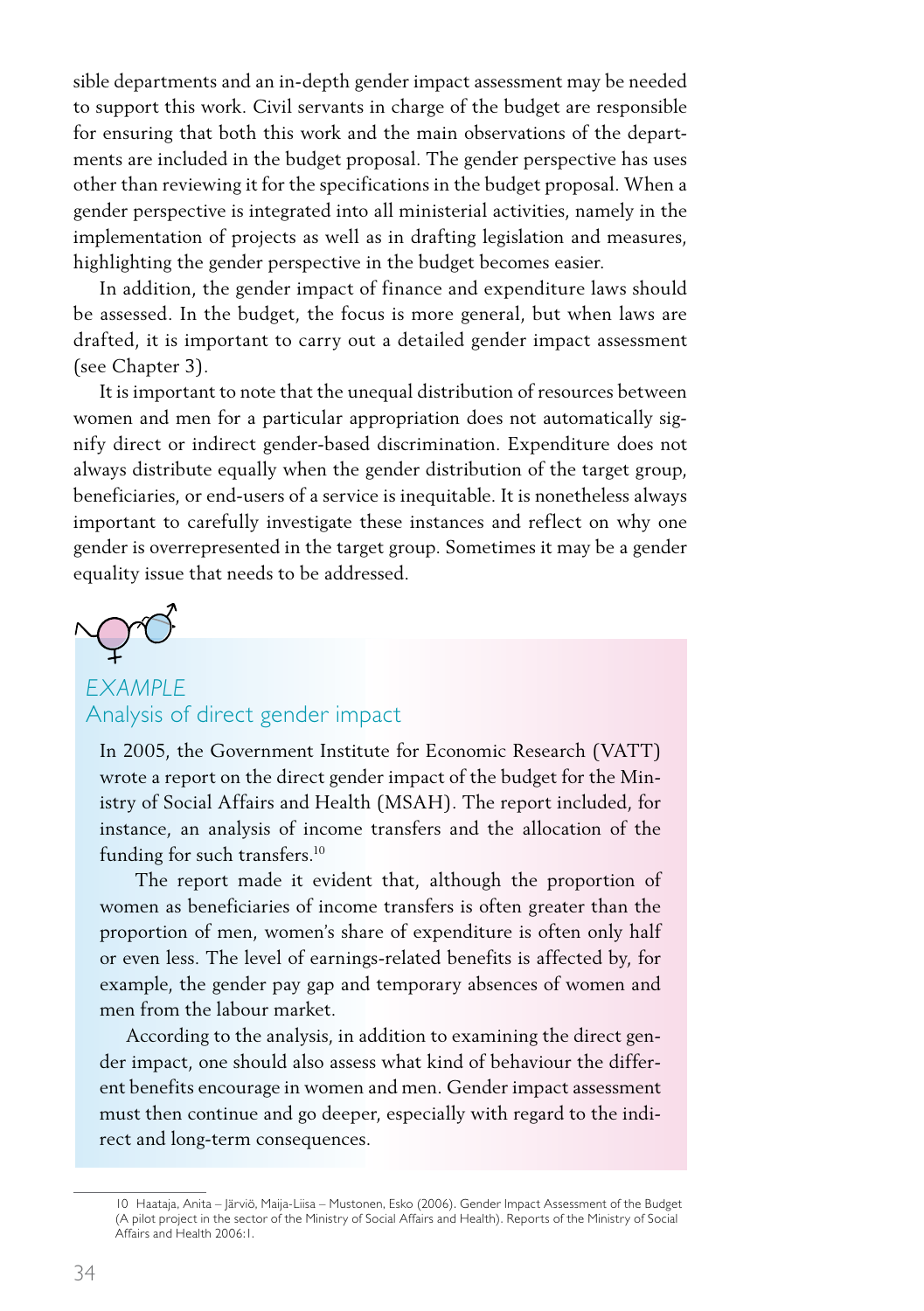sible departments and an in-depth gender impact assessment may be needed to support this work. Civil servants in charge of the budget are responsible for ensuring that both this work and the main observations of the departments are included in the budget proposal. The gender perspective has uses other than reviewing it for the specifications in the budget proposal. When a gender perspective is integrated into all ministerial activities, namely in the implementation of projects as well as in drafting legislation and measures, highlighting the gender perspective in the budget becomes easier.

In addition, the gender impact of finance and expenditure laws should be assessed. In the budget, the focus is more general, but when laws are drafted, it is important to carry out a detailed gender impact assessment (see Chapter 3).

It is important to note that the unequal distribution of resources between women and men for a particular appropriation does not automatically signify direct or indirect gender-based discrimination. Expenditure does not always distribute equally when the gender distribution of the target group, beneficiaries, or end-users of a service is inequitable. It is nonetheless always important to carefully investigate these instances and reflect on why one gender is overrepresented in the target group. Sometimes it may be a gender equality issue that needs to be addressed.

### *EXAMPLE*
### Analysis of direct gender impact

In 2005, the Government Institute for Economic Research (VATT) wrote a report on the direct gender impact of the budget for the Ministry of Social Affairs and Health (MSAH). The report included, for instance, an analysis of income transfers and the allocation of the funding for such transfers.[10]

The report made it evident that, although the proportion of women as beneficiaries of income transfers is often greater than the proportion of men, women's share of expenditure is often only half or even less. The level of earnings-related benefits is affected by, for example, the gender pay gap and temporary absences of women and men from the labour market.

According to the analysis, in addition to examining the direct gender impact, one should also assess what kind of behaviour the different benefits encourage in women and men. Gender impact assessment must then continue and go deeper, especially with regard to the indirect and long-term consequences.

---

10 Haataja, Anita – Järviö, Maija-Liisa – Mustonen, Esko (2006). Gender Impact Assessment of the Budget (A pilot project in the sector of the Ministry of Social Affairs and Health). Reports of the Ministry of Social Affairs and Health 2006:1.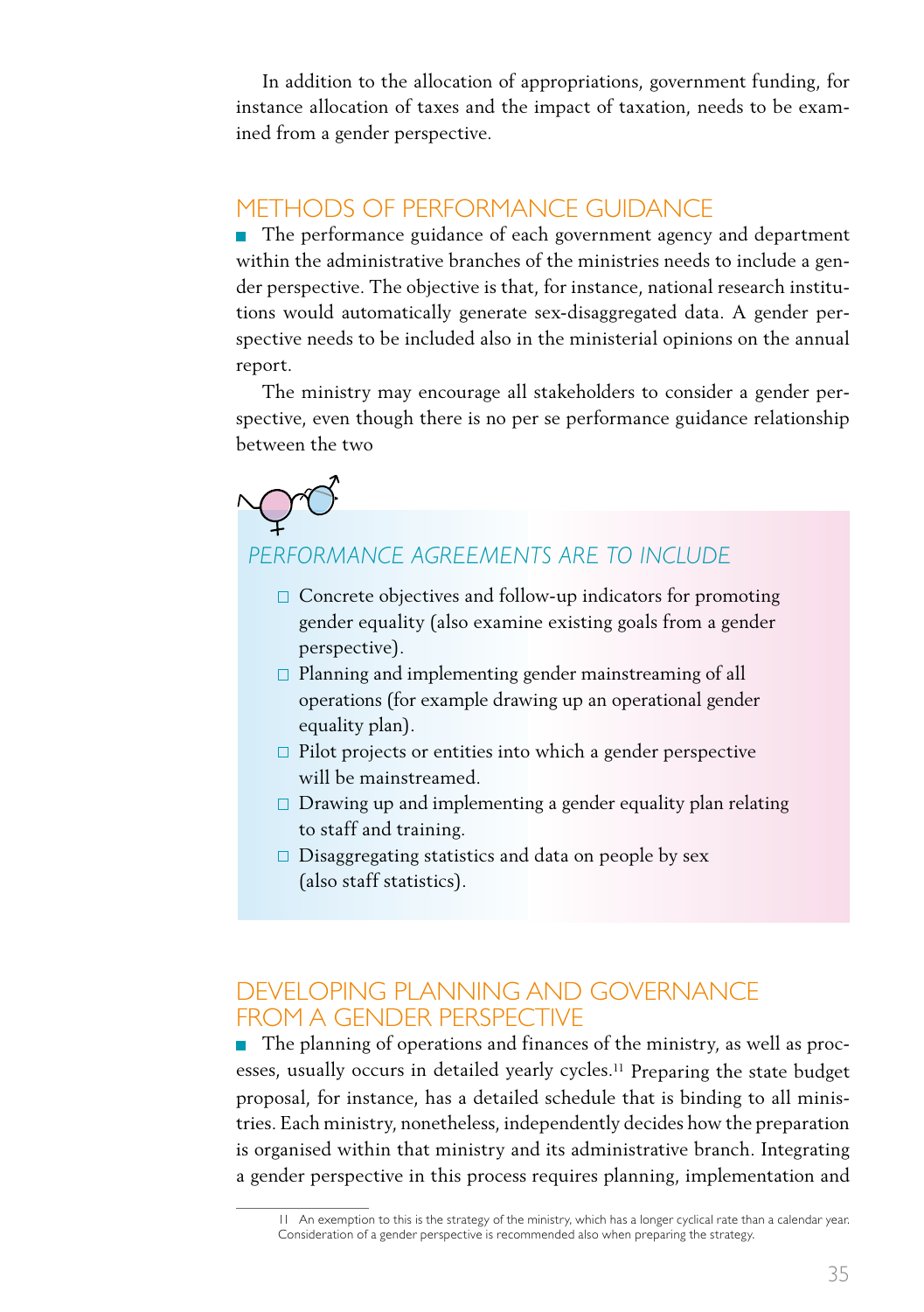In addition to the allocation of appropriations, government funding, for instance allocation of taxes and the impact of taxation, needs to be examined from a gender perspective.

## METHODS OF PERFORMANCE GUIDANCE

The performance guidance of each government agency and department within the administrative branches of the ministries needs to include a gender perspective. The objective is that, for instance, national research institutions would automatically generate sex-disaggregated data. A gender perspective needs to be included also in the ministerial opinions on the annual report.

The ministry may encourage all stakeholders to consider a gender perspective, even though there is no per se performance guidance relationship between the two

### *PERFORMANCE AGREEMENTS ARE TO INCLUDE*

- Concrete objectives and follow-up indicators for promoting gender equality (also examine existing goals from a gender perspective).
- Planning and implementing gender mainstreaming of all operations (for example drawing up an operational gender equality plan).
- Pilot projects or entities into which a gender perspective will be mainstreamed.
- Drawing up and implementing a gender equality plan relating to staff and training.
- Disaggregating statistics and data on people by sex (also staff statistics).

## DEVELOPING PLANNING AND GOVERNANCE FROM A GENDER PERSPECTIVE

The planning of operations and finances of the ministry, as well as processes, usually occurs in detailed yearly cycles.[11] Preparing the state budget proposal, for instance, has a detailed schedule that is binding to all ministries. Each ministry, nonetheless, independently decides how the preparation is organised within that ministry and its administrative branch. Integrating a gender perspective in this process requires planning, implementation and

[11] An exemption to this is the strategy of the ministry, which has a longer cyclical rate than a calendar year. Consideration of a gender perspective is recommended also when preparing the strategy.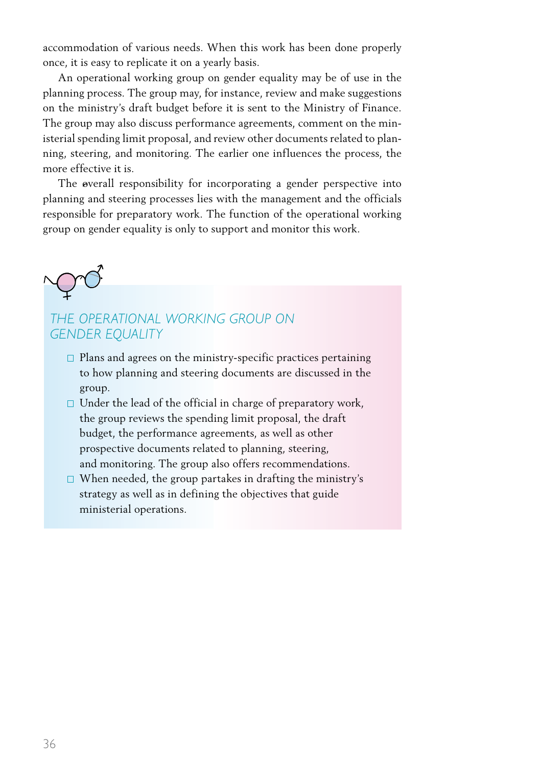accommodation of various needs. When this work has been done properly once, it is easy to replicate it on a yearly basis.

An operational working group on gender equality may be of use in the planning process. The group may, for instance, review and make suggestions on the ministry's draft budget before it is sent to the Ministry of Finance. The group may also discuss performance agreements, comment on the ministerial spending limit proposal, and review other documents related to planning, steering, and monitoring. The earlier one influences the process, the more effective it is.

The overall responsibility for incorporating a gender perspective into planning and steering processes lies with the management and the officials responsible for preparatory work. The function of the operational working group on gender equality is only to support and monitor this work.

### THE OPERATIONAL WORKING GROUP ON GENDER EQUALITY

- Plans and agrees on the ministry-specific practices pertaining to how planning and steering documents are discussed in the group.
- Under the lead of the official in charge of preparatory work, the group reviews the spending limit proposal, the draft budget, the performance agreements, as well as other prospective documents related to planning, steering, and monitoring. The group also offers recommendations.
- When needed, the group partakes in drafting the ministry's strategy as well as in defining the objectives that guide ministerial operations.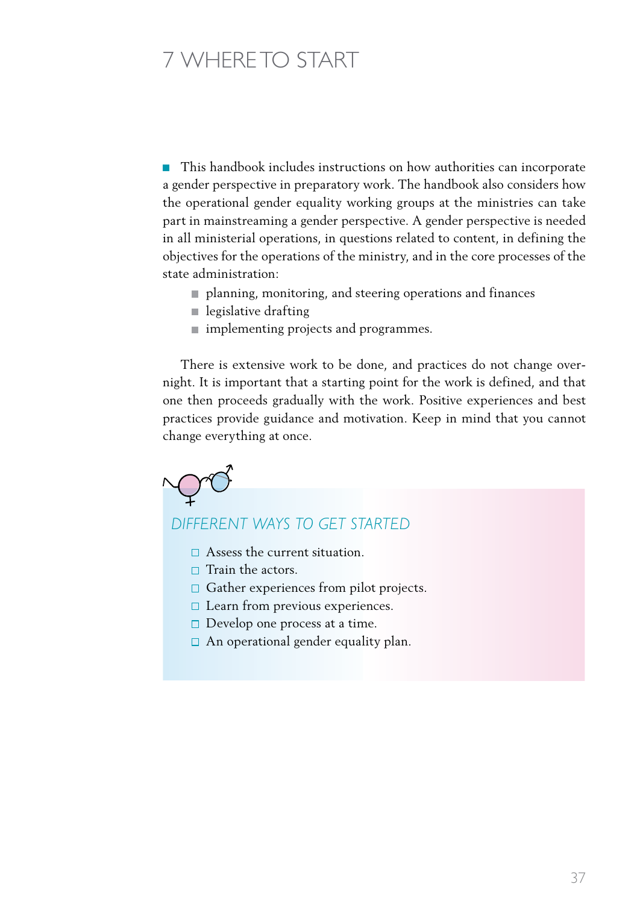# 7 WHERE TO START

This handbook includes instructions on how authorities can incorporate a gender perspective in preparatory work. The handbook also considers how the operational gender equality working groups at the ministries can take part in mainstreaming a gender perspective. A gender perspective is needed in all ministerial operations, in questions related to content, in defining the objectives for the operations of the ministry, and in the core processes of the state administration:

- planning, monitoring, and steering operations and finances
- legislative drafting
- implementing projects and programmes.

There is extensive work to be done, and practices do not change overnight. It is important that a starting point for the work is defined, and that one then proceeds gradually with the work. Positive experiences and best practices provide guidance and motivation. Keep in mind that you cannot change everything at once.

## *DIFFERENT WAYS TO GET STARTED*

- Assess the current situation.
- Train the actors.
- Gather experiences from pilot projects.
- Learn from previous experiences.
- Develop one process at a time.
- An operational gender equality plan.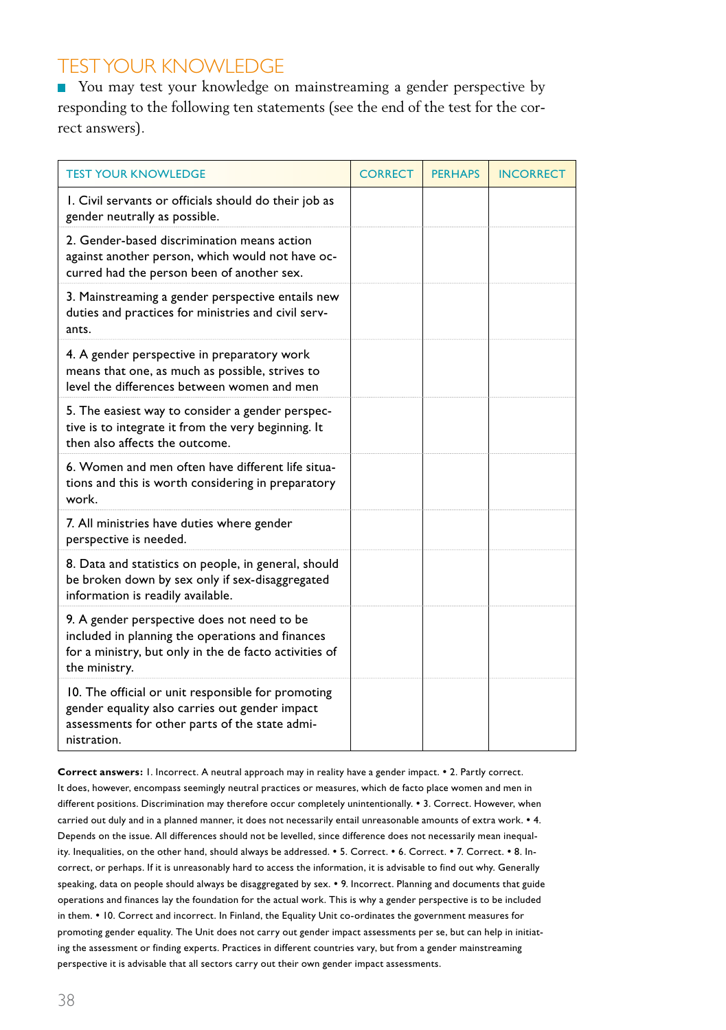## TEST YOUR KNOWLEDGE

You may test your knowledge on mainstreaming a gender perspective by responding to the following ten statements (see the end of the test for the correct answers).

| TEST YOUR KNOWLEDGE | CORRECT | PERHAPS | INCORRECT |
|---|---|---|---|
| 1. Civil servants or officials should do their job as gender neutrally as possible. | | | |
| 2. Gender-based discrimination means action against another person, which would not have occurred had the person been of another sex. | | | |
| 3. Mainstreaming a gender perspective entails new duties and practices for ministries and civil servants. | | | |
| 4. A gender perspective in preparatory work means that one, as much as possible, strives to level the differences between women and men | | | |
| 5. The easiest way to consider a gender perspective is to integrate it from the very beginning. It then also affects the outcome. | | | |
| 6. Women and men often have different life situations and this is worth considering in preparatory work. | | | |
| 7. All ministries have duties where gender perspective is needed. | | | |
| 8. Data and statistics on people, in general, should be broken down by sex only if sex-disaggregated information is readily available. | | | |
| 9. A gender perspective does not need to be included in planning the operations and finances for a ministry, but only in the de facto activities of the ministry. | | | |
| 10. The official or unit responsible for promoting gender equality also carries out gender impact assessments for other parts of the state administration. | | | |

**Correct answers:** 1. Incorrect. A neutral approach may in reality have a gender impact. • 2. Partly correct. It does, however, encompass seemingly neutral practices or measures, which de facto place women and men in different positions. Discrimination may therefore occur completely unintentionally. • 3. Correct. However, when carried out duly and in a planned manner, it does not necessarily entail unreasonable amounts of extra work. • 4. Depends on the issue. All differences should not be levelled, since difference does not necessarily mean inequality. Inequalities, on the other hand, should always be addressed. • 5. Correct. • 6. Correct. • 7. Correct. • 8. Incorrect, or perhaps. If it is unreasonably hard to access the information, it is advisable to find out why. Generally speaking, data on people should always be disaggregated by sex. • 9. Incorrect. Planning and documents that guide operations and finances lay the foundation for the actual work. This is why a gender perspective is to be included in them. • 10. Correct and incorrect. In Finland, the Equality Unit co-ordinates the government measures for promoting gender equality. The Unit does not carry out gender impact assessments per se, but can help in initiating the assessment or finding experts. Practices in different countries vary, but from a gender mainstreaming perspective it is advisable that all sectors carry out their own gender impact assessments.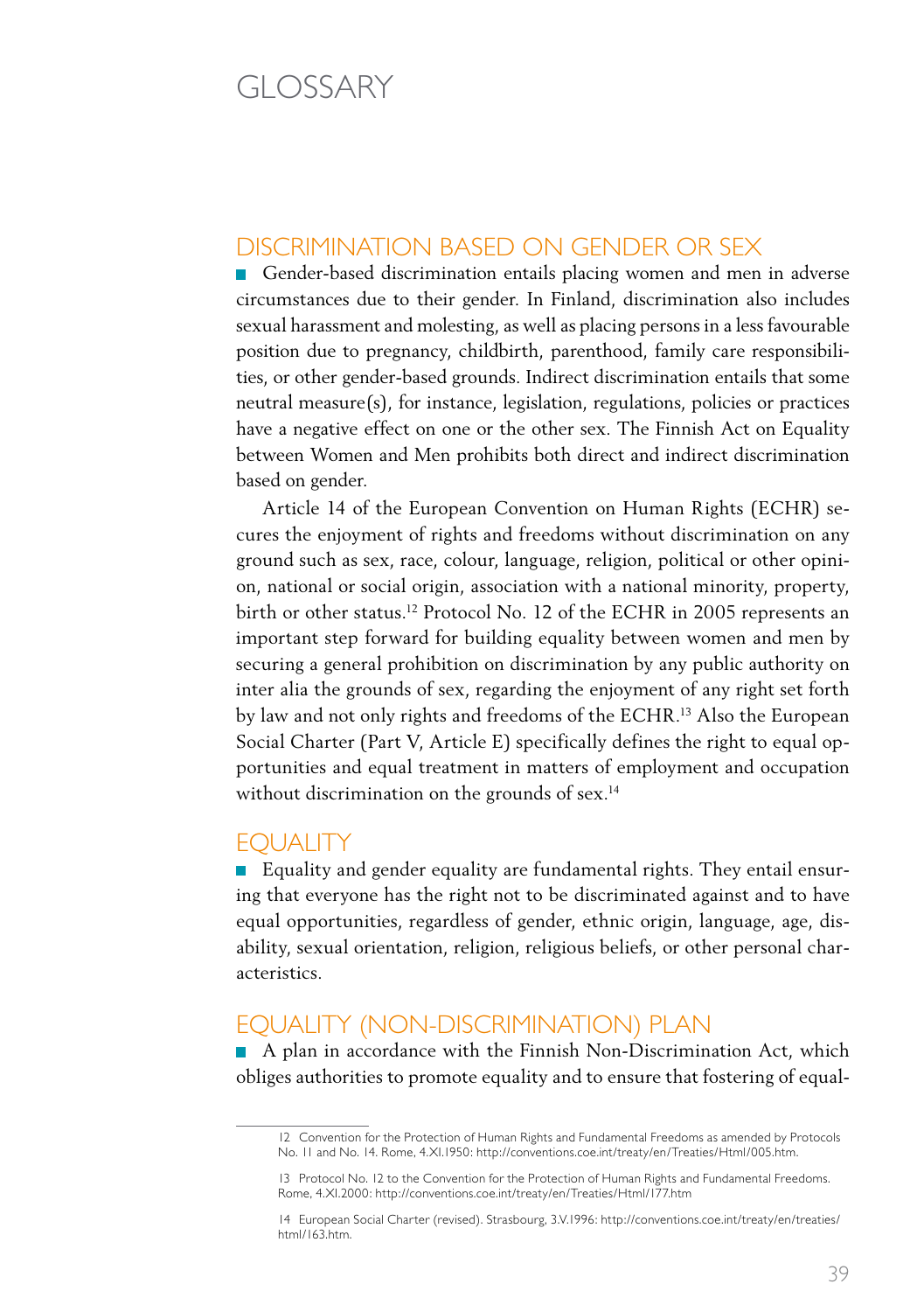# GLOSSARY

## DISCRIMINATION BASED ON GENDER OR SEX

Gender-based discrimination entails placing women and men in adverse circumstances due to their gender. In Finland, discrimination also includes sexual harassment and molesting, as well as placing persons in a less favourable position due to pregnancy, childbirth, parenthood, family care responsibilities, or other gender-based grounds. Indirect discrimination entails that some neutral measure(s), for instance, legislation, regulations, policies or practices have a negative effect on one or the other sex. The Finnish Act on Equality between Women and Men prohibits both direct and indirect discrimination based on gender.

Article 14 of the European Convention on Human Rights (ECHR) secures the enjoyment of rights and freedoms without discrimination on any ground such as sex, race, colour, language, religion, political or other opinion, national or social origin, association with a national minority, property, birth or other status.[12] Protocol No. 12 of the ECHR in 2005 represents an important step forward for building equality between women and men by securing a general prohibition on discrimination by any public authority on inter alia the grounds of sex, regarding the enjoyment of any right set forth by law and not only rights and freedoms of the ECHR.[13] Also the European Social Charter (Part V, Article E) specifically defines the right to equal opportunities and equal treatment in matters of employment and occupation without discrimination on the grounds of sex.[14]

## EQUALITY

Equality and gender equality are fundamental rights. They entail ensuring that everyone has the right not to be discriminated against and to have equal opportunities, regardless of gender, ethnic origin, language, age, disability, sexual orientation, religion, religious beliefs, or other personal characteristics.

## EQUALITY (NON-DISCRIMINATION) PLAN

A plan in accordance with the Finnish Non-Discrimination Act, which obliges authorities to promote equality and to ensure that fostering of equal-

---

12 Convention for the Protection of Human Rights and Fundamental Freedoms as amended by Protocols No. 11 and No. 14. Rome, 4.XI.1950: http://conventions.coe.int/treaty/en/Treaties/Html/005.htm.

13 Protocol No. 12 to the Convention for the Protection of Human Rights and Fundamental Freedoms. Rome, 4.XI.2000: http://conventions.coe.int/treaty/en/Treaties/Html/177.htm

14 European Social Charter (revised). Strasbourg, 3.V.1996: http://conventions.coe.int/treaty/en/treaties/html/163.htm.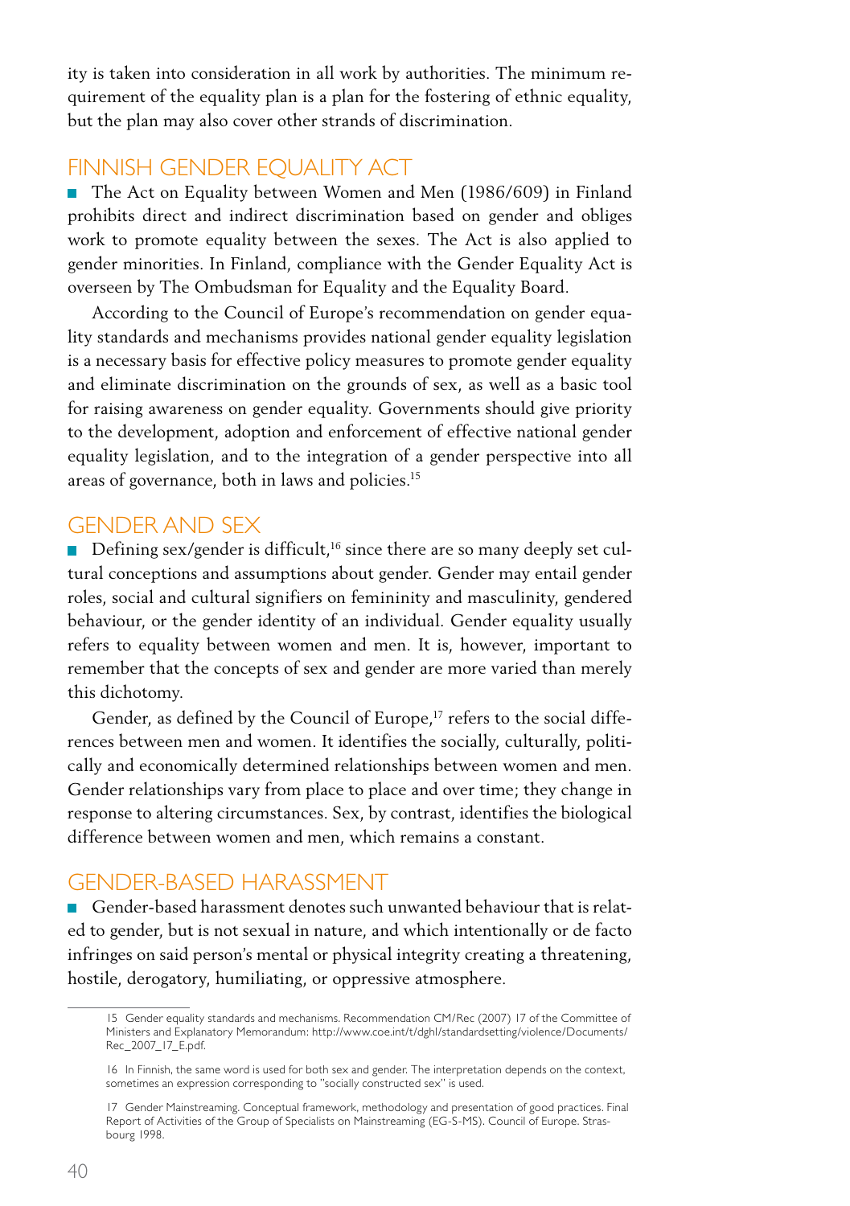ity is taken into consideration in all work by authorities. The minimum requirement of the equality plan is a plan for the fostering of ethnic equality, but the plan may also cover other strands of discrimination.

## FINNISH GENDER EQUALITY ACT

The Act on Equality between Women and Men (1986/609) in Finland prohibits direct and indirect discrimination based on gender and obliges work to promote equality between the sexes. The Act is also applied to gender minorities. In Finland, compliance with the Gender Equality Act is overseen by The Ombudsman for Equality and the Equality Board.

According to the Council of Europe's recommendation on gender equality standards and mechanisms provides national gender equality legislation is a necessary basis for effective policy measures to promote gender equality and eliminate discrimination on the grounds of sex, as well as a basic tool for raising awareness on gender equality. Governments should give priority to the development, adoption and enforcement of effective national gender equality legislation, and to the integration of a gender perspective into all areas of governance, both in laws and policies.[15]

## GENDER AND SEX

Defining sex/gender is difficult,[16] since there are so many deeply set cultural conceptions and assumptions about gender. Gender may entail gender roles, social and cultural signifiers on femininity and masculinity, gendered behaviour, or the gender identity of an individual. Gender equality usually refers to equality between women and men. It is, however, important to remember that the concepts of sex and gender are more varied than merely this dichotomy.

Gender, as defined by the Council of Europe,[17] refers to the social differences between men and women. It identifies the socially, culturally, politically and economically determined relationships between women and men. Gender relationships vary from place to place and over time; they change in response to altering circumstances. Sex, by contrast, identifies the biological difference between women and men, which remains a constant.

## GENDER-BASED HARASSMENT

Gender-based harassment denotes such unwanted behaviour that is related to gender, but is not sexual in nature, and which intentionally or de facto infringes on said person's mental or physical integrity creating a threatening, hostile, derogatory, humiliating, or oppressive atmosphere.

---

15 Gender equality standards and mechanisms. Recommendation CM/Rec (2007) 17 of the Committee of Ministers and Explanatory Memorandum: http://www.coe.int/t/dghl/standardsetting/violence/Documents/Rec_2007_17_E.pdf.

16 In Finnish, the same word is used for both sex and gender. The interpretation depends on the context, sometimes an expression corresponding to "socially constructed sex" is used.

17 Gender Mainstreaming. Conceptual framework, methodology and presentation of good practices. Final Report of Activities of the Group of Specialists on Mainstreaming (EG-S-MS). Council of Europe. Strasbourg 1998.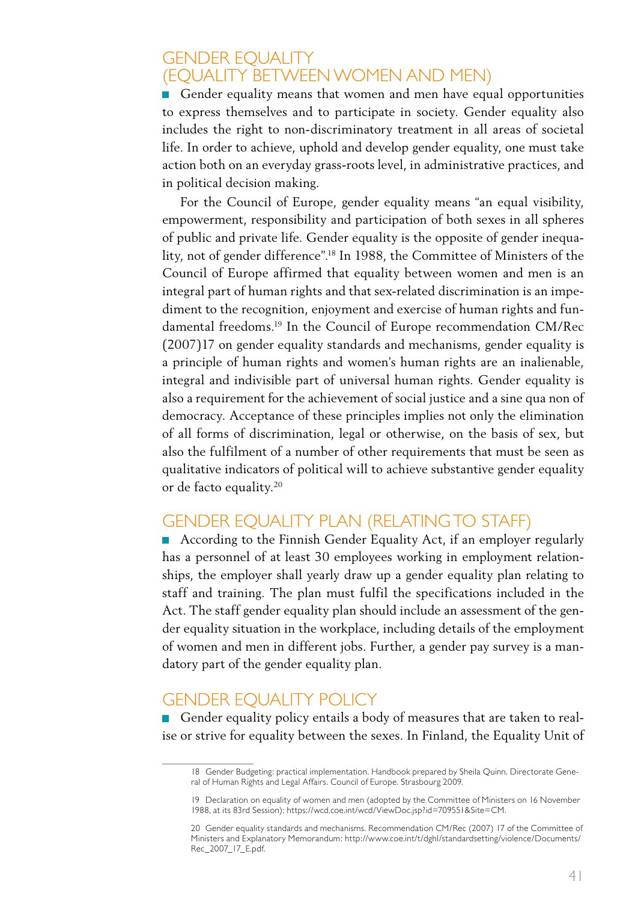## GENDER EQUALITY (EQUALITY BETWEEN WOMEN AND MEN)

Gender equality means that women and men have equal opportunities to express themselves and to participate in society. Gender equality also includes the right to non-discriminatory treatment in all areas of societal life. In order to achieve, uphold and develop gender equality, one must take action both on an everyday grass-roots level, in administrative practices, and in political decision making.

For the Council of Europe, gender equality means "an equal visibility, empowerment, responsibility and participation of both sexes in all spheres of public and private life. Gender equality is the opposite of gender inequality, not of gender difference".[18] In 1988, the Committee of Ministers of the Council of Europe affirmed that equality between women and men is an integral part of human rights and that sex-related discrimination is an impediment to the recognition, enjoyment and exercise of human rights and fundamental freedoms.[19] In the Council of Europe recommendation CM/Rec (2007)17 on gender equality standards and mechanisms, gender equality is a principle of human rights and women's human rights are an inalienable, integral and indivisible part of universal human rights. Gender equality is also a requirement for the achievement of social justice and a sine qua non of democracy. Acceptance of these principles implies not only the elimination of all forms of discrimination, legal or otherwise, on the basis of sex, but also the fulfilment of a number of other requirements that must be seen as qualitative indicators of political will to achieve substantive gender equality or de facto equality.[20]

## GENDER EQUALITY PLAN (RELATING TO STAFF)

According to the Finnish Gender Equality Act, if an employer regularly has a personnel of at least 30 employees working in employment relationships, the employer shall yearly draw up a gender equality plan relating to staff and training. The plan must fulfil the specifications included in the Act. The staff gender equality plan should include an assessment of the gender equality situation in the workplace, including details of the employment of women and men in different jobs. Further, a gender pay survey is a mandatory part of the gender equality plan.

## GENDER EQUALITY POLICY

Gender equality policy entails a body of measures that are taken to realise or strive for equality between the sexes. In Finland, the Equality Unit of

---

18 Gender Budgeting: practical implementation. Handbook prepared by Sheila Quinn. Directorate General of Human Rights and Legal Affairs. Council of Europe. Strasbourg 2009.

19 Declaration on equality of women and men (adopted by the Committee of Ministers on 16 November 1988, at its 83rd Session): https://wcd.coe.int/wcd/ViewDoc.jsp?id=709551&Site=CM.

20 Gender equality standards and mechanisms. Recommendation CM/Rec (2007) 17 of the Committee of Ministers and Explanatory Memorandum: http://www.coe.int/t/dghl/standardsetting/violence/Documents/Rec_2007_17_E.pdf.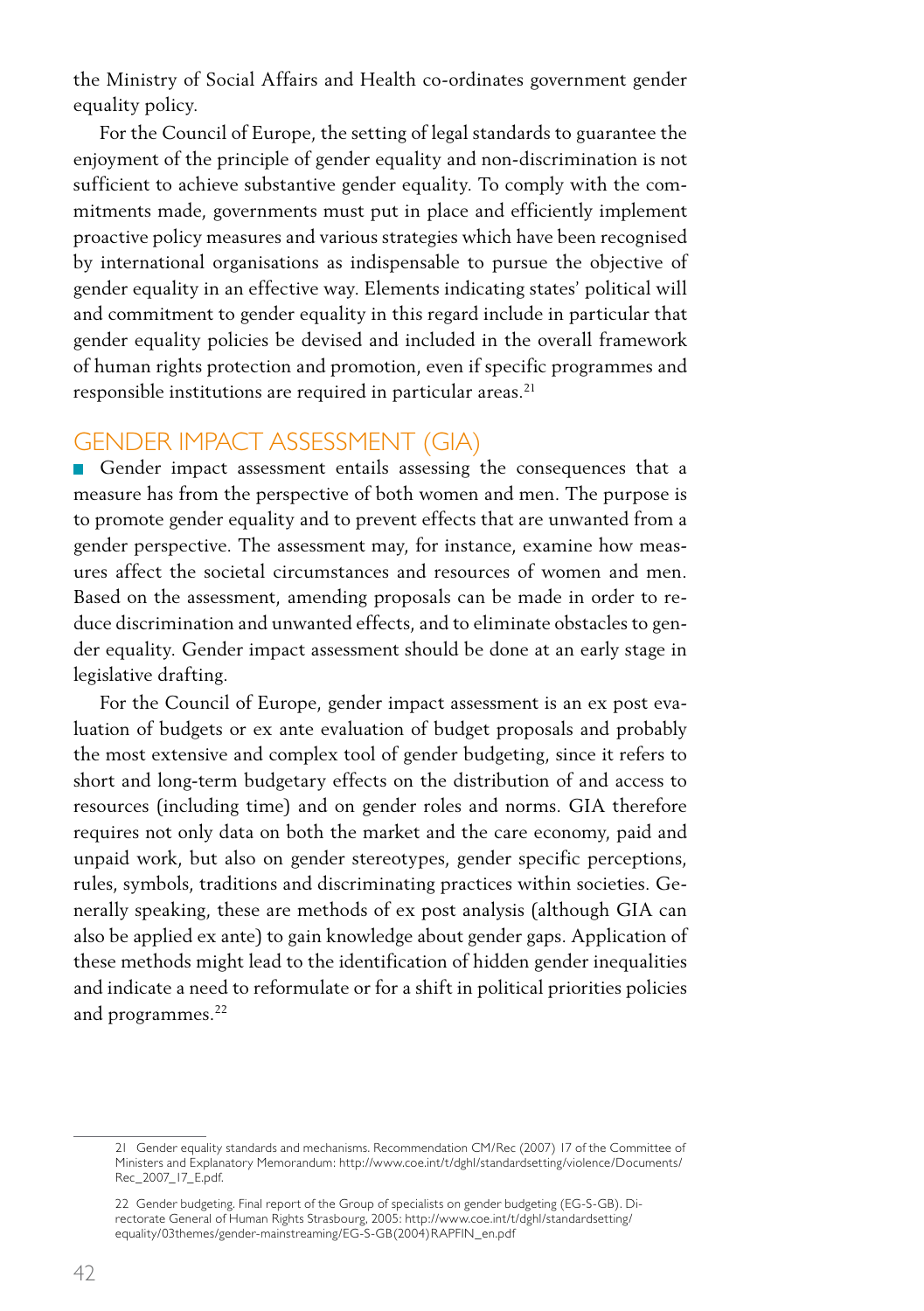the Ministry of Social Affairs and Health co-ordinates government gender equality policy.

For the Council of Europe, the setting of legal standards to guarantee the enjoyment of the principle of gender equality and non-discrimination is not sufficient to achieve substantive gender equality. To comply with the commitments made, governments must put in place and efficiently implement proactive policy measures and various strategies which have been recognised by international organisations as indispensable to pursue the objective of gender equality in an effective way. Elements indicating states' political will and commitment to gender equality in this regard include in particular that gender equality policies be devised and included in the overall framework of human rights protection and promotion, even if specific programmes and responsible institutions are required in particular areas.[21]

## GENDER IMPACT ASSESSMENT (GIA)

Gender impact assessment entails assessing the consequences that a measure has from the perspective of both women and men. The purpose is to promote gender equality and to prevent effects that are unwanted from a gender perspective. The assessment may, for instance, examine how measures affect the societal circumstances and resources of women and men. Based on the assessment, amending proposals can be made in order to reduce discrimination and unwanted effects, and to eliminate obstacles to gender equality. Gender impact assessment should be done at an early stage in legislative drafting.

For the Council of Europe, gender impact assessment is an ex post evaluation of budgets or ex ante evaluation of budget proposals and probably the most extensive and complex tool of gender budgeting, since it refers to short and long-term budgetary effects on the distribution of and access to resources (including time) and on gender roles and norms. GIA therefore requires not only data on both the market and the care economy, paid and unpaid work, but also on gender stereotypes, gender specific perceptions, rules, symbols, traditions and discriminating practices within societies. Generally speaking, these are methods of ex post analysis (although GIA can also be applied ex ante) to gain knowledge about gender gaps. Application of these methods might lead to the identification of hidden gender inequalities and indicate a need to reformulate or for a shift in political priorities policies and programmes.[22]

---

21 Gender equality standards and mechanisms. Recommendation CM/Rec (2007) 17 of the Committee of Ministers and Explanatory Memorandum: http://www.coe.int/t/dghl/standardsetting/violence/Documents/Rec_2007_17_E.pdf.

22 Gender budgeting. Final report of the Group of specialists on gender budgeting (EG-S-GB). Directorate General of Human Rights Strasbourg, 2005: http://www.coe.int/t/dghl/standardsetting/equality/03themes/gender-mainstreaming/EG-S-GB(2004)RAPFIN_en.pdf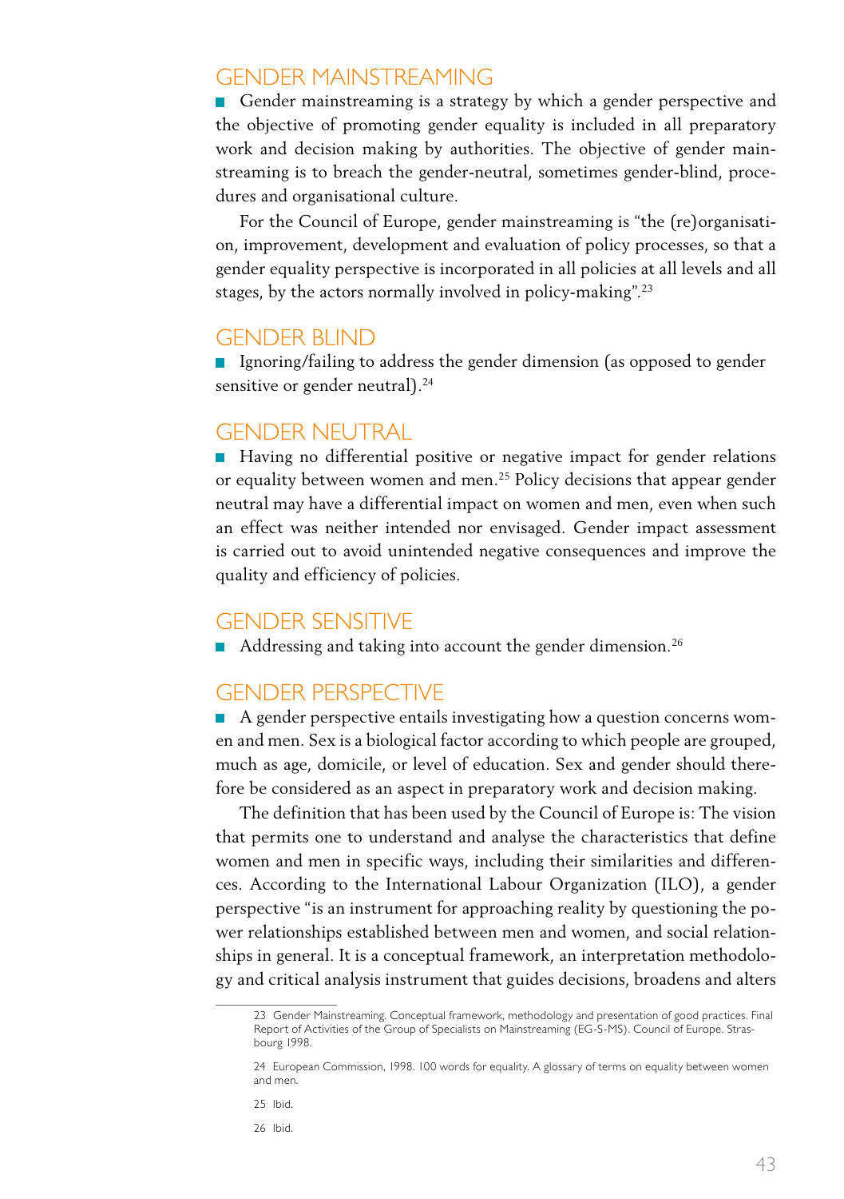## GENDER MAINSTREAMING

Gender mainstreaming is a strategy by which a gender perspective and the objective of promoting gender equality is included in all preparatory work and decision making by authorities. The objective of gender mainstreaming is to breach the gender-neutral, sometimes gender-blind, procedures and organisational culture.

For the Council of Europe, gender mainstreaming is "the (re)organisation, improvement, development and evaluation of policy processes, so that a gender equality perspective is incorporated in all policies at all levels and all stages, by the actors normally involved in policy-making".[23]

## GENDER BLIND

Ignoring/failing to address the gender dimension (as opposed to gender sensitive or gender neutral).[24]

## GENDER NEUTRAL

Having no differential positive or negative impact for gender relations or equality between women and men.[25] Policy decisions that appear gender neutral may have a differential impact on women and men, even when such an effect was neither intended nor envisaged. Gender impact assessment is carried out to avoid unintended negative consequences and improve the quality and efficiency of policies.

## GENDER SENSITIVE

Addressing and taking into account the gender dimension.[26]

## GENDER PERSPECTIVE

A gender perspective entails investigating how a question concerns women and men. Sex is a biological factor according to which people are grouped, much as age, domicile, or level of education. Sex and gender should therefore be considered as an aspect in preparatory work and decision making.

The definition that has been used by the Council of Europe is: The vision that permits one to understand and analyse the characteristics that define women and men in specific ways, including their similarities and differences. According to the International Labour Organization (ILO), a gender perspective "is an instrument for approaching reality by questioning the power relationships established between men and women, and social relationships in general. It is a conceptual framework, an interpretation methodology and critical analysis instrument that guides decisions, broadens and alters

---

23 Gender Mainstreaming. Conceptual framework, methodology and presentation of good practices. Final Report of Activities of the Group of Specialists on Mainstreaming (EG-S-MS). Council of Europe. Strasbourg 1998.

24 European Commission, 1998. 100 words for equality. A glossary of terms on equality between women and men.

25 Ibid.

26 Ibid.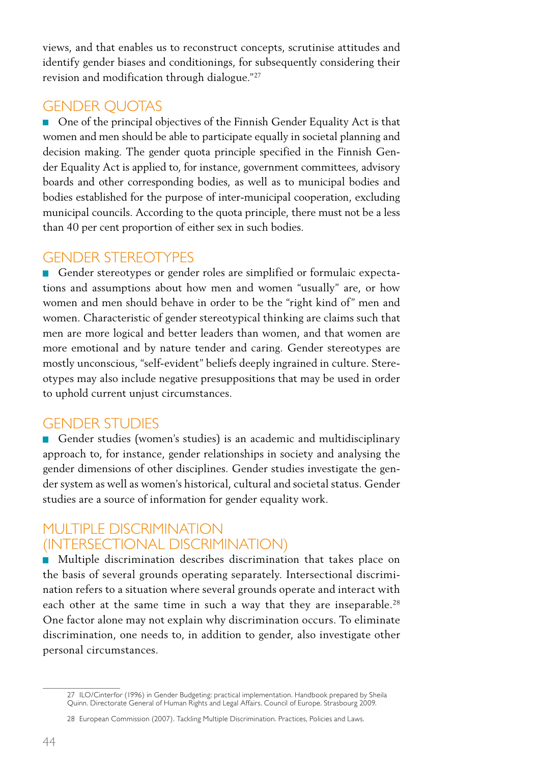views, and that enables us to reconstruct concepts, scrutinise attitudes and identify gender biases and conditionings, for subsequently considering their revision and modification through dialogue."[27]

## GENDER QUOTAS

One of the principal objectives of the Finnish Gender Equality Act is that women and men should be able to participate equally in societal planning and decision making. The gender quota principle specified in the Finnish Gender Equality Act is applied to, for instance, government committees, advisory boards and other corresponding bodies, as well as to municipal bodies and bodies established for the purpose of inter-municipal cooperation, excluding municipal councils. According to the quota principle, there must not be a less than 40 per cent proportion of either sex in such bodies.

## GENDER STEREOTYPES

Gender stereotypes or gender roles are simplified or formulaic expectations and assumptions about how men and women "usually" are, or how women and men should behave in order to be the "right kind of" men and women. Characteristic of gender stereotypical thinking are claims such that men are more logical and better leaders than women, and that women are more emotional and by nature tender and caring. Gender stereotypes are mostly unconscious, "self-evident" beliefs deeply ingrained in culture. Stereotypes may also include negative presuppositions that may be used in order to uphold current unjust circumstances.

## GENDER STUDIES

Gender studies (women's studies) is an academic and multidisciplinary approach to, for instance, gender relationships in society and analysing the gender dimensions of other disciplines. Gender studies investigate the gender system as well as women's historical, cultural and societal status. Gender studies are a source of information for gender equality work.

## MULTIPLE DISCRIMINATION (INTERSECTIONAL DISCRIMINATION)

Multiple discrimination describes discrimination that takes place on the basis of several grounds operating separately. Intersectional discrimination refers to a situation where several grounds operate and interact with each other at the same time in such a way that they are inseparable.[28] One factor alone may not explain why discrimination occurs. To eliminate discrimination, one needs to, in addition to gender, also investigate other personal circumstances.

---

27 ILO/Cinterfor (1996) in Gender Budgeting: practical implementation. Handbook prepared by Sheila Quinn. Directorate General of Human Rights and Legal Affairs. Council of Europe. Strasbourg 2009.

28 European Commission (2007). Tackling Multiple Discrimination. Practices, Policies and Laws.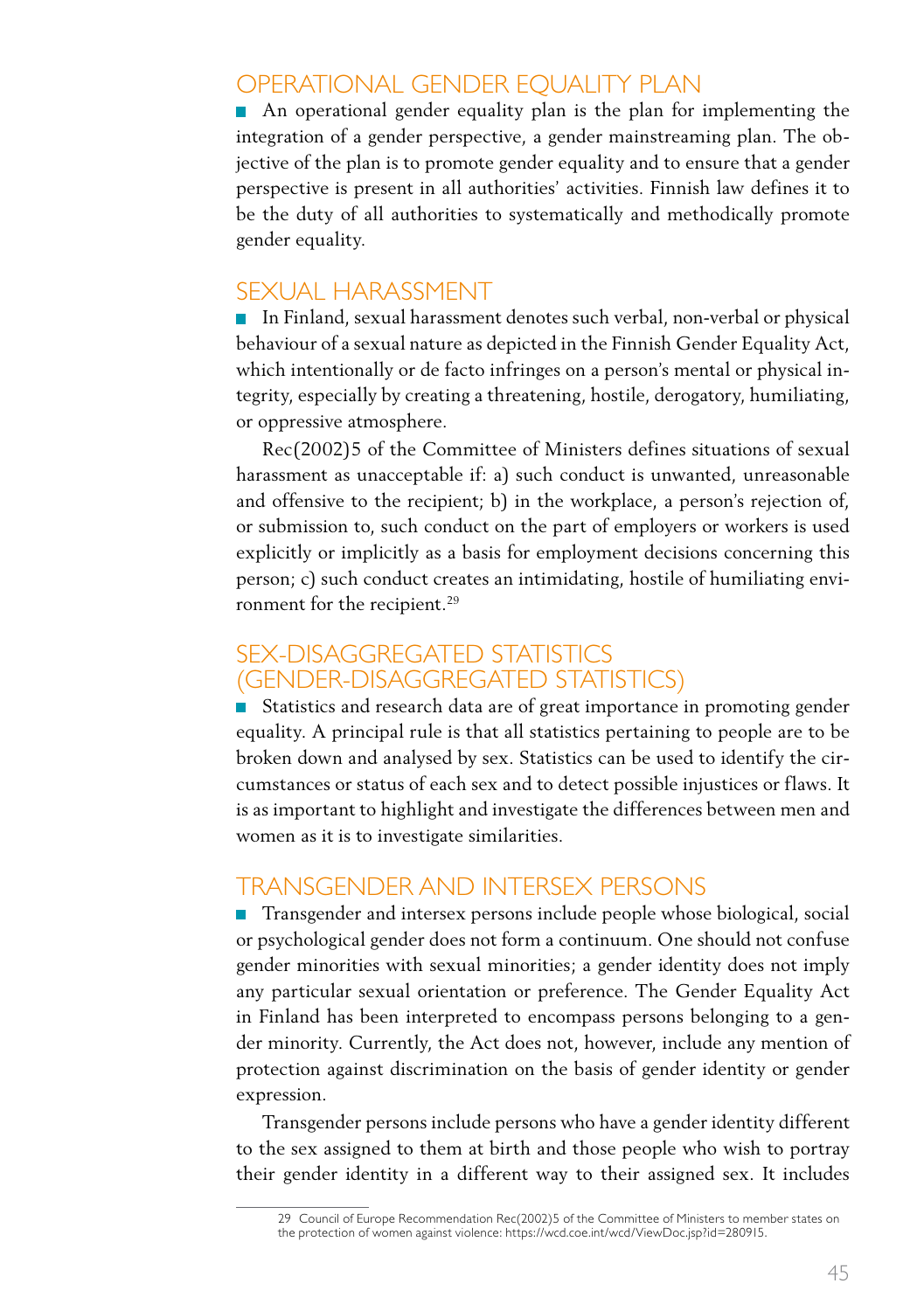## OPERATIONAL GENDER EQUALITY PLAN

An operational gender equality plan is the plan for implementing the integration of a gender perspective, a gender mainstreaming plan. The objective of the plan is to promote gender equality and to ensure that a gender perspective is present in all authorities' activities. Finnish law defines it to be the duty of all authorities to systematically and methodically promote gender equality.

## SEXUAL HARASSMENT

In Finland, sexual harassment denotes such verbal, non-verbal or physical behaviour of a sexual nature as depicted in the Finnish Gender Equality Act, which intentionally or de facto infringes on a person's mental or physical integrity, especially by creating a threatening, hostile, derogatory, humiliating, or oppressive atmosphere.

Rec(2002)5 of the Committee of Ministers defines situations of sexual harassment as unacceptable if: a) such conduct is unwanted, unreasonable and offensive to the recipient; b) in the workplace, a person's rejection of, or submission to, such conduct on the part of employers or workers is used explicitly or implicitly as a basis for employment decisions concerning this person; c) such conduct creates an intimidating, hostile of humiliating environment for the recipient.[29]

## SEX-DISAGGREGATED STATISTICS (GENDER-DISAGGREGATED STATISTICS)

Statistics and research data are of great importance in promoting gender equality. A principal rule is that all statistics pertaining to people are to be broken down and analysed by sex. Statistics can be used to identify the circumstances or status of each sex and to detect possible injustices or flaws. It is as important to highlight and investigate the differences between men and women as it is to investigate similarities.

## TRANSGENDER AND INTERSEX PERSONS

Transgender and intersex persons include people whose biological, social or psychological gender does not form a continuum. One should not confuse gender minorities with sexual minorities; a gender identity does not imply any particular sexual orientation or preference. The Gender Equality Act in Finland has been interpreted to encompass persons belonging to a gender minority. Currently, the Act does not, however, include any mention of protection against discrimination on the basis of gender identity or gender expression.

Transgender persons include persons who have a gender identity different to the sex assigned to them at birth and those people who wish to portray their gender identity in a different way to their assigned sex. It includes

---

29 Council of Europe Recommendation Rec(2002)5 of the Committee of Ministers to member states on the protection of women against violence: https://wcd.coe.int/wcd/ViewDoc.jsp?id=280915.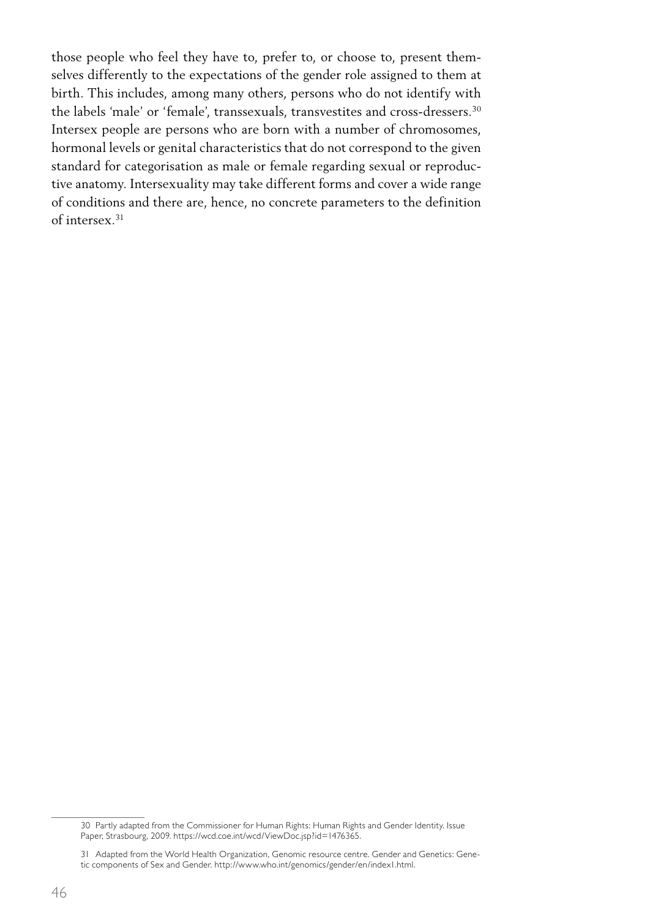those people who feel they have to, prefer to, or choose to, present themselves differently to the expectations of the gender role assigned to them at birth. This includes, among many others, persons who do not identify with the labels 'male' or 'female', transsexuals, transvestites and cross-dressers.[30] Intersex people are persons who are born with a number of chromosomes, hormonal levels or genital characteristics that do not correspond to the given standard for categorisation as male or female regarding sexual or reproductive anatomy. Intersexuality may take different forms and cover a wide range of conditions and there are, hence, no concrete parameters to the definition of intersex.[31]

---

30 Partly adapted from the Commissioner for Human Rights: Human Rights and Gender Identity. Issue Paper, Strasbourg, 2009. https://wcd.coe.int/wcd/ViewDoc.jsp?id=1476365.

31 Adapted from the World Health Organization, Genomic resource centre. Gender and Genetics: Genetic components of Sex and Gender. http://www.who.int/genomics/gender/en/index1.html.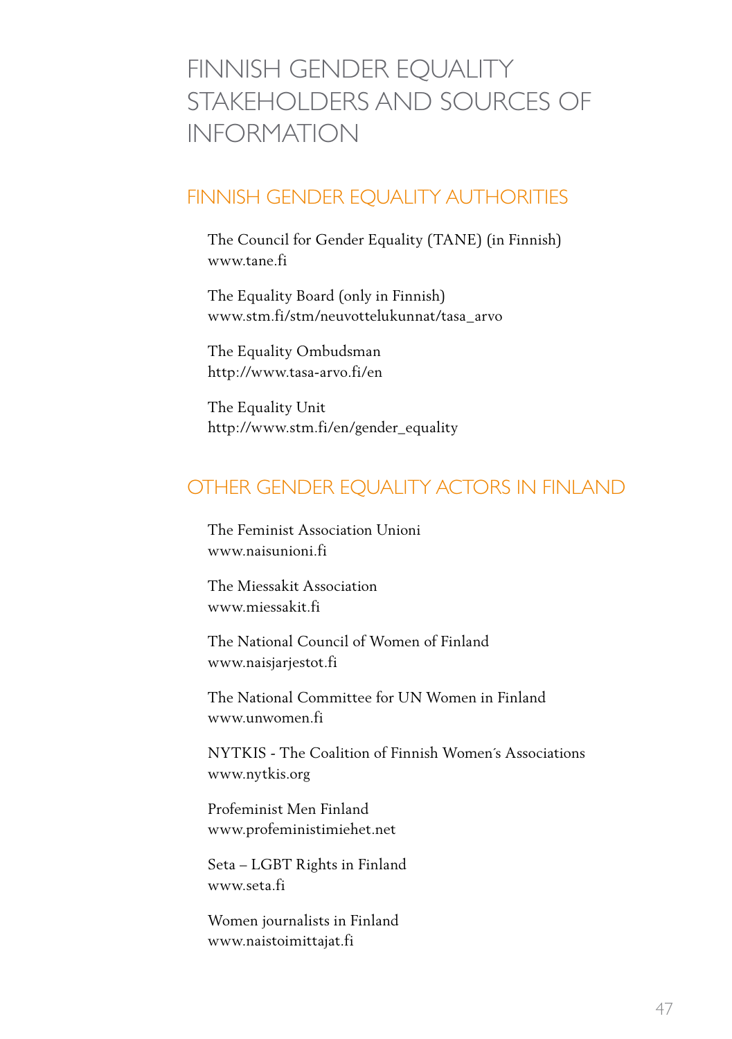# FINNISH GENDER EQUALITY STAKEHOLDERS AND SOURCES OF INFORMATION

## FINNISH GENDER EQUALITY AUTHORITIES

The Council for Gender Equality (TANE) (in Finnish)
www.tane.fi

The Equality Board (only in Finnish)
www.stm.fi/stm/neuvottelukunnat/tasa_arvo

The Equality Ombudsman
http://www.tasa-arvo.fi/en

The Equality Unit
http://www.stm.fi/en/gender_equality

## OTHER GENDER EQUALITY ACTORS IN FINLAND

The Feminist Association Unioni
www.naisunioni.fi

The Miessakit Association
www.miessakit.fi

The National Council of Women of Finland
www.naisjarjestot.fi

The National Committee for UN Women in Finland
www.unwomen.fi

NYTKIS - The Coalition of Finnish Women´s Associations
www.nytkis.org

Profeminist Men Finland
www.profeministimiehet.net

Seta – LGBT Rights in Finland
www.seta.fi

Women journalists in Finland
www.naistoimittajat.fi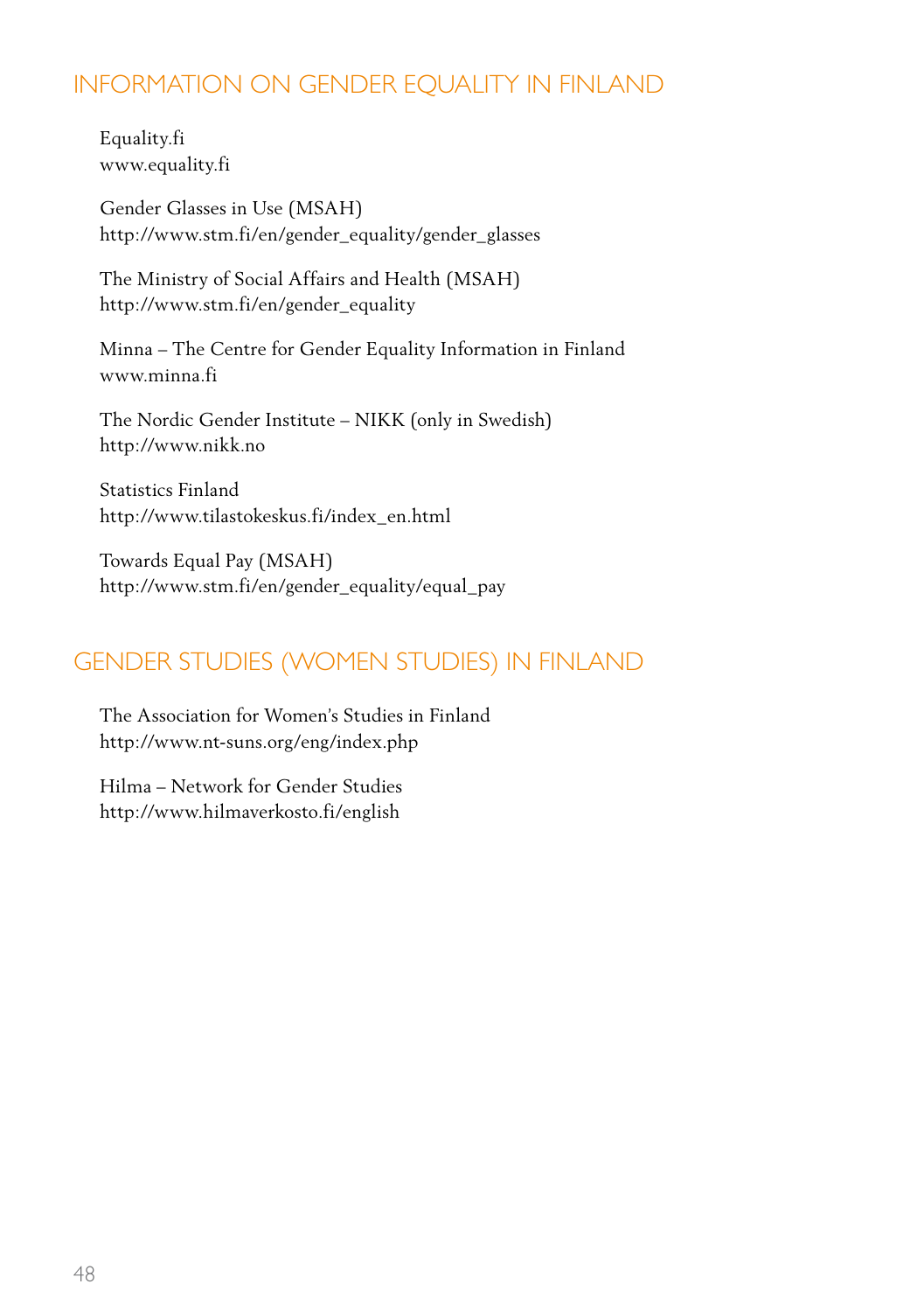## INFORMATION ON GENDER EQUALITY IN FINLAND

Equality.fi
www.equality.fi

Gender Glasses in Use (MSAH)
http://www.stm.fi/en/gender_equality/gender_glasses

The Ministry of Social Affairs and Health (MSAH)
http://www.stm.fi/en/gender_equality

Minna – The Centre for Gender Equality Information in Finland
www.minna.fi

The Nordic Gender Institute – NIKK (only in Swedish)
http://www.nikk.no

Statistics Finland
http://www.tilastokeskus.fi/index_en.html

Towards Equal Pay (MSAH)
http://www.stm.fi/en/gender_equality/equal_pay

## GENDER STUDIES (WOMEN STUDIES) IN FINLAND

The Association for Women's Studies in Finland
http://www.nt-suns.org/eng/index.php

Hilma – Network for Gender Studies
http://www.hilmaverkosto.fi/english